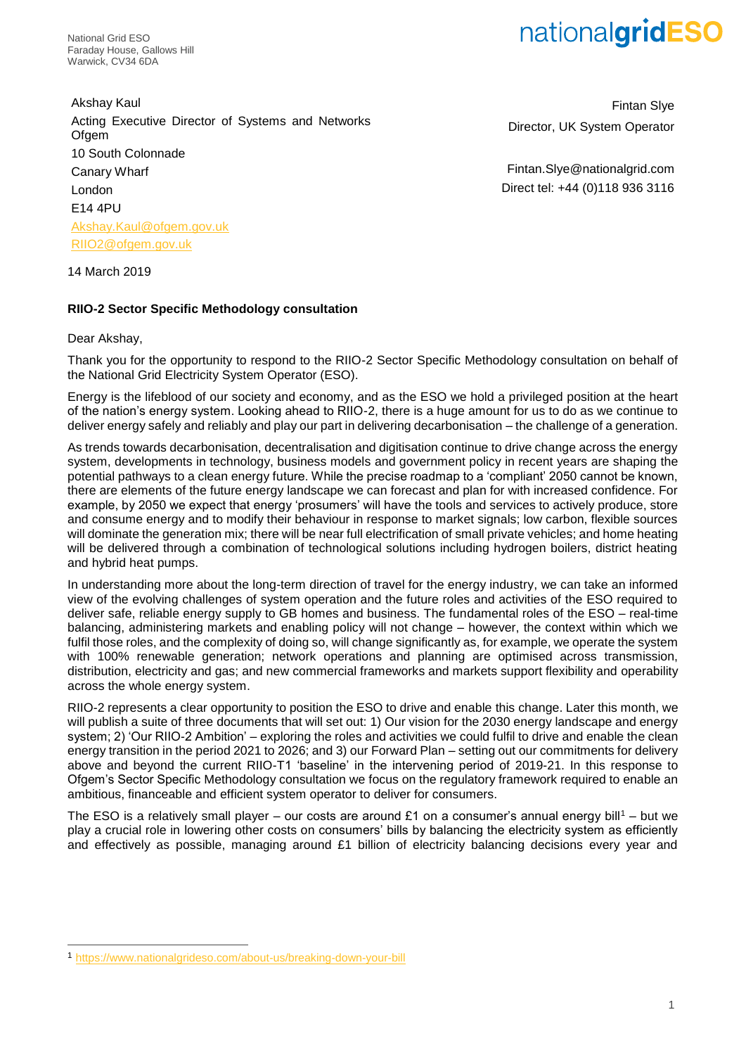National Grid ESO
Faraday House, Gallows Hill
Warwick, CV34 6DA

nationalgridESO

Akshay Kaul
Acting Executive Director of Systems and Networks
Ofgem
10 South Colonnade
Canary Wharf
London
E14 4PU
Akshay.Kaul@ofgem.gov.uk
RIIO2@ofgem.gov.uk

Fintan Slye
Director, UK System Operator

Fintan.Slye@nationalgrid.com
Direct tel: +44 (0)118 936 3116

14 March 2019

**RIIO-2 Sector Specific Methodology consultation**

Dear Akshay,

Thank you for the opportunity to respond to the RIIO-2 Sector Specific Methodology consultation on behalf of the National Grid Electricity System Operator (ESO).

Energy is the lifeblood of our society and economy, and as the ESO we hold a privileged position at the heart of the nation's energy system. Looking ahead to RIIO-2, there is a huge amount for us to do as we continue to deliver energy safely and reliably and play our part in delivering decarbonisation – the challenge of a generation.

As trends towards decarbonisation, decentralisation and digitisation continue to drive change across the energy system, developments in technology, business models and government policy in recent years are shaping the potential pathways to a clean energy future. While the precise roadmap to a 'compliant' 2050 cannot be known, there are elements of the future energy landscape we can forecast and plan for with increased confidence. For example, by 2050 we expect that energy 'prosumers' will have the tools and services to actively produce, store and consume energy and to modify their behaviour in response to market signals; low carbon, flexible sources will dominate the generation mix; there will be near full electrification of small private vehicles; and home heating will be delivered through a combination of technological solutions including hydrogen boilers, district heating and hybrid heat pumps.

In understanding more about the long-term direction of travel for the energy industry, we can take an informed view of the evolving challenges of system operation and the future roles and activities of the ESO required to deliver safe, reliable energy supply to GB homes and business. The fundamental roles of the ESO – real-time balancing, administering markets and enabling policy will not change – however, the context within which we fulfil those roles, and the complexity of doing so, will change significantly as, for example, we operate the system with 100% renewable generation; network operations and planning are optimised across transmission, distribution, electricity and gas; and new commercial frameworks and markets support flexibility and operability across the whole energy system.

RIIO-2 represents a clear opportunity to position the ESO to drive and enable this change. Later this month, we will publish a suite of three documents that will set out: 1) Our vision for the 2030 energy landscape and energy system; 2) 'Our RIIO-2 Ambition' – exploring the roles and activities we could fulfil to drive and enable the clean energy transition in the period 2021 to 2026; and 3) our Forward Plan – setting out our commitments for delivery above and beyond the current RIIO-T1 'baseline' in the intervening period of 2019-21. In this response to Ofgem's Sector Specific Methodology consultation we focus on the regulatory framework required to enable an ambitious, financeable and efficient system operator to deliver for consumers.

The ESO is a relatively small player – our costs are around £1 on a consumer's annual energy bill[1] – but we play a crucial role in lowering other costs on consumers' bills by balancing the electricity system as efficiently and effectively as possible, managing around £1 billion of electricity balancing decisions every year and

[1] https://www.nationalgrideso.com/about-us/breaking-down-your-bill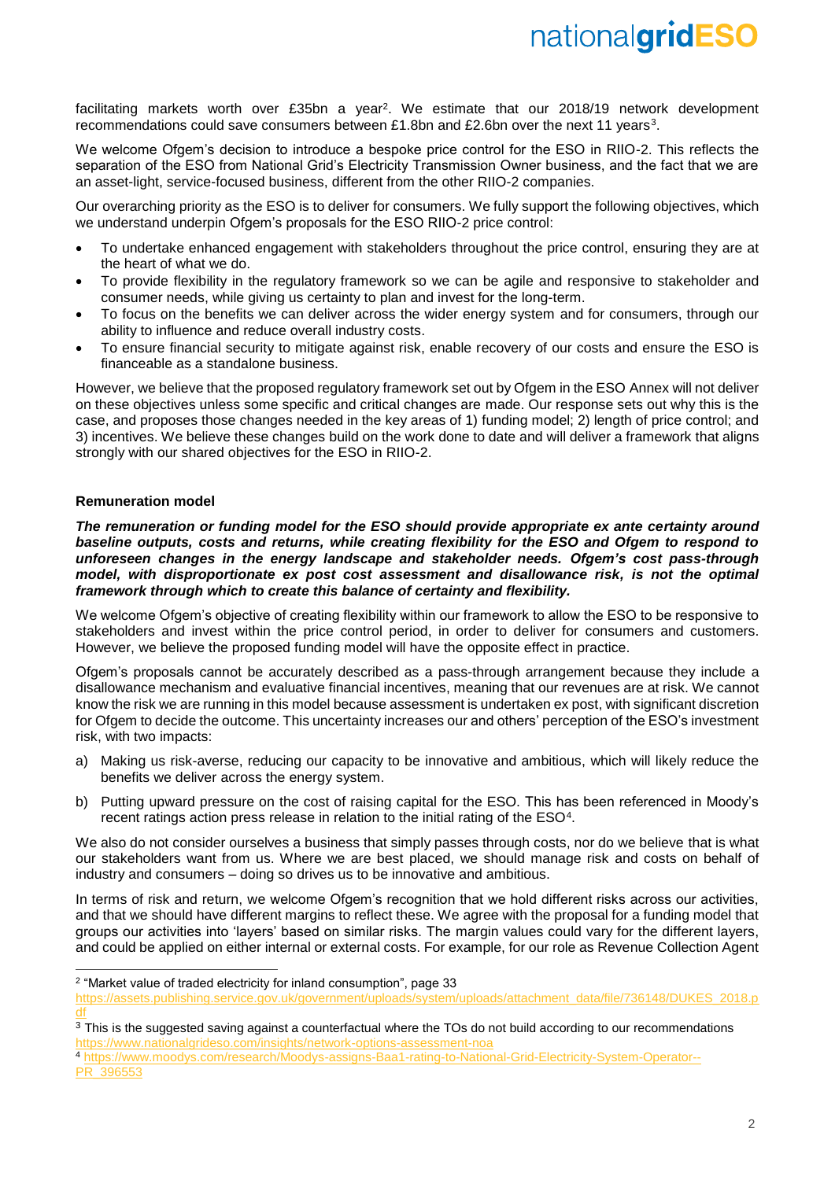facilitating markets worth over £35bn a year[2]. We estimate that our 2018/19 network development recommendations could save consumers between £1.8bn and £2.6bn over the next 11 years[3].

We welcome Ofgem's decision to introduce a bespoke price control for the ESO in RIIO-2. This reflects the separation of the ESO from National Grid's Electricity Transmission Owner business, and the fact that we are an asset-light, service-focused business, different from the other RIIO-2 companies.

Our overarching priority as the ESO is to deliver for consumers. We fully support the following objectives, which we understand underpin Ofgem's proposals for the ESO RIIO-2 price control:

- To undertake enhanced engagement with stakeholders throughout the price control, ensuring they are at the heart of what we do.
- To provide flexibility in the regulatory framework so we can be agile and responsive to stakeholder and consumer needs, while giving us certainty to plan and invest for the long-term.
- To focus on the benefits we can deliver across the wider energy system and for consumers, through our ability to influence and reduce overall industry costs.
- To ensure financial security to mitigate against risk, enable recovery of our costs and ensure the ESO is financeable as a standalone business.

However, we believe that the proposed regulatory framework set out by Ofgem in the ESO Annex will not deliver on these objectives unless some specific and critical changes are made. Our response sets out why this is the case, and proposes those changes needed in the key areas of 1) funding model; 2) length of price control; and 3) incentives. We believe these changes build on the work done to date and will deliver a framework that aligns strongly with our shared objectives for the ESO in RIIO-2.

**Remuneration model**

***The remuneration or funding model for the ESO should provide appropriate ex ante certainty around baseline outputs, costs and returns, while creating flexibility for the ESO and Ofgem to respond to unforeseen changes in the energy landscape and stakeholder needs. Ofgem's cost pass-through model, with disproportionate ex post cost assessment and disallowance risk, is not the optimal framework through which to create this balance of certainty and flexibility.***

We welcome Ofgem's objective of creating flexibility within our framework to allow the ESO to be responsive to stakeholders and invest within the price control period, in order to deliver for consumers and customers. However, we believe the proposed funding model will have the opposite effect in practice.

Ofgem's proposals cannot be accurately described as a pass-through arrangement because they include a disallowance mechanism and evaluative financial incentives, meaning that our revenues are at risk. We cannot know the risk we are running in this model because assessment is undertaken ex post, with significant discretion for Ofgem to decide the outcome. This uncertainty increases our and others' perception of the ESO's investment risk, with two impacts:

a) Making us risk-averse, reducing our capacity to be innovative and ambitious, which will likely reduce the benefits we deliver across the energy system.

b) Putting upward pressure on the cost of raising capital for the ESO. This has been referenced in Moody's recent ratings action press release in relation to the initial rating of the ESO[4].

We also do not consider ourselves a business that simply passes through costs, nor do we believe that is what our stakeholders want from us. Where we are best placed, we should manage risk and costs on behalf of industry and consumers – doing so drives us to be innovative and ambitious.

In terms of risk and return, we welcome Ofgem's recognition that we hold different risks across our activities, and that we should have different margins to reflect these. We agree with the proposal for a funding model that groups our activities into 'layers' based on similar risks. The margin values could vary for the different layers, and could be applied on either internal or external costs. For example, for our role as Revenue Collection Agent

---

[2] "Market value of traded electricity for inland consumption", page 33 https://assets.publishing.service.gov.uk/government/uploads/system/uploads/attachment_data/file/736148/DUKES_2018.pdf

[3] This is the suggested saving against a counterfactual where the TOs do not build according to our recommendations https://www.nationalgrideso.com/insights/network-options-assessment-noa

[4] https://www.moodys.com/research/Moodys-assigns-Baa1-rating-to-National-Grid-Electricity-System-Operator--PR_396553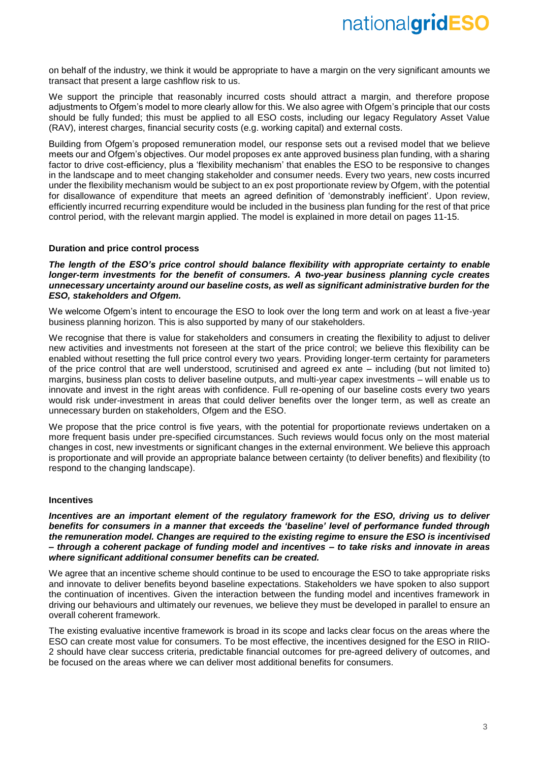on behalf of the industry, we think it would be appropriate to have a margin on the very significant amounts we transact that present a large cashflow risk to us.

We support the principle that reasonably incurred costs should attract a margin, and therefore propose adjustments to Ofgem's model to more clearly allow for this. We also agree with Ofgem's principle that our costs should be fully funded; this must be applied to all ESO costs, including our legacy Regulatory Asset Value (RAV), interest charges, financial security costs (e.g. working capital) and external costs.

Building from Ofgem's proposed remuneration model, our response sets out a revised model that we believe meets our and Ofgem's objectives. Our model proposes ex ante approved business plan funding, with a sharing factor to drive cost-efficiency, plus a 'flexibility mechanism' that enables the ESO to be responsive to changes in the landscape and to meet changing stakeholder and consumer needs. Every two years, new costs incurred under the flexibility mechanism would be subject to an ex post proportionate review by Ofgem, with the potential for disallowance of expenditure that meets an agreed definition of 'demonstrably inefficient'. Upon review, efficiently incurred recurring expenditure would be included in the business plan funding for the rest of that price control period, with the relevant margin applied. The model is explained in more detail on pages 11-15.

**Duration and price control process**

***The length of the ESO's price control should balance flexibility with appropriate certainty to enable longer-term investments for the benefit of consumers. A two-year business planning cycle creates unnecessary uncertainty around our baseline costs, as well as significant administrative burden for the ESO, stakeholders and Ofgem.***

We welcome Ofgem's intent to encourage the ESO to look over the long term and work on at least a five-year business planning horizon. This is also supported by many of our stakeholders.

We recognise that there is value for stakeholders and consumers in creating the flexibility to adjust to deliver new activities and investments not foreseen at the start of the price control; we believe this flexibility can be enabled without resetting the full price control every two years. Providing longer-term certainty for parameters of the price control that are well understood, scrutinised and agreed ex ante – including (but not limited to) margins, business plan costs to deliver baseline outputs, and multi-year capex investments – will enable us to innovate and invest in the right areas with confidence. Full re-opening of our baseline costs every two years would risk under-investment in areas that could deliver benefits over the longer term, as well as create an unnecessary burden on stakeholders, Ofgem and the ESO.

We propose that the price control is five years, with the potential for proportionate reviews undertaken on a more frequent basis under pre-specified circumstances. Such reviews would focus only on the most material changes in cost, new investments or significant changes in the external environment. We believe this approach is proportionate and will provide an appropriate balance between certainty (to deliver benefits) and flexibility (to respond to the changing landscape).

**Incentives**

***Incentives are an important element of the regulatory framework for the ESO, driving us to deliver benefits for consumers in a manner that exceeds the 'baseline' level of performance funded through the remuneration model. Changes are required to the existing regime to ensure the ESO is incentivised – through a coherent package of funding model and incentives – to take risks and innovate in areas where significant additional consumer benefits can be created.***

We agree that an incentive scheme should continue to be used to encourage the ESO to take appropriate risks and innovate to deliver benefits beyond baseline expectations. Stakeholders we have spoken to also support the continuation of incentives. Given the interaction between the funding model and incentives framework in driving our behaviours and ultimately our revenues, we believe they must be developed in parallel to ensure an overall coherent framework.

The existing evaluative incentive framework is broad in its scope and lacks clear focus on the areas where the ESO can create most value for consumers. To be most effective, the incentives designed for the ESO in RIIO-2 should have clear success criteria, predictable financial outcomes for pre-agreed delivery of outcomes, and be focused on the areas where we can deliver most additional benefits for consumers.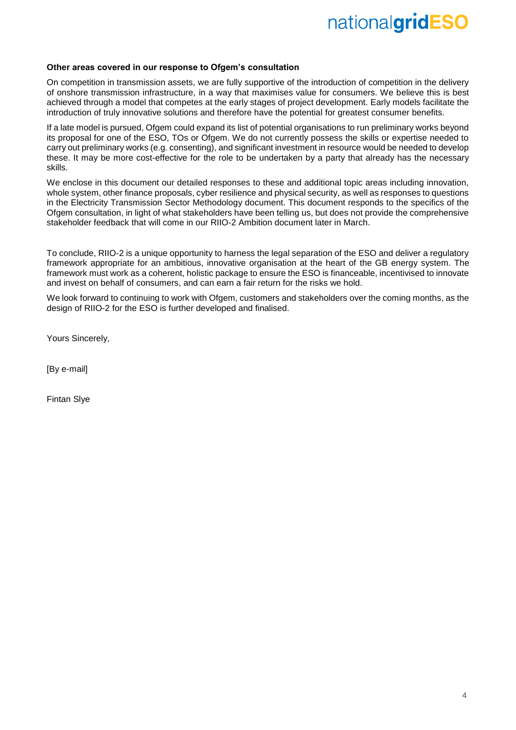**Other areas covered in our response to Ofgem's consultation**

On competition in transmission assets, we are fully supportive of the introduction of competition in the delivery of onshore transmission infrastructure, in a way that maximises value for consumers. We believe this is best achieved through a model that competes at the early stages of project development. Early models facilitate the introduction of truly innovative solutions and therefore have the potential for greatest consumer benefits.

If a late model is pursued, Ofgem could expand its list of potential organisations to run preliminary works beyond its proposal for one of the ESO, TOs or Ofgem. We do not currently possess the skills or expertise needed to carry out preliminary works (e.g. consenting), and significant investment in resource would be needed to develop these. It may be more cost-effective for the role to be undertaken by a party that already has the necessary skills.

We enclose in this document our detailed responses to these and additional topic areas including innovation, whole system, other finance proposals, cyber resilience and physical security, as well as responses to questions in the Electricity Transmission Sector Methodology document. This document responds to the specifics of the Ofgem consultation, in light of what stakeholders have been telling us, but does not provide the comprehensive stakeholder feedback that will come in our RIIO-2 Ambition document later in March.

To conclude, RIIO-2 is a unique opportunity to harness the legal separation of the ESO and deliver a regulatory framework appropriate for an ambitious, innovative organisation at the heart of the GB energy system. The framework must work as a coherent, holistic package to ensure the ESO is financeable, incentivised to innovate and invest on behalf of consumers, and can earn a fair return for the risks we hold.

We look forward to continuing to work with Ofgem, customers and stakeholders over the coming months, as the design of RIIO-2 for the ESO is further developed and finalised.

Yours Sincerely,

[By e-mail]

Fintan Slye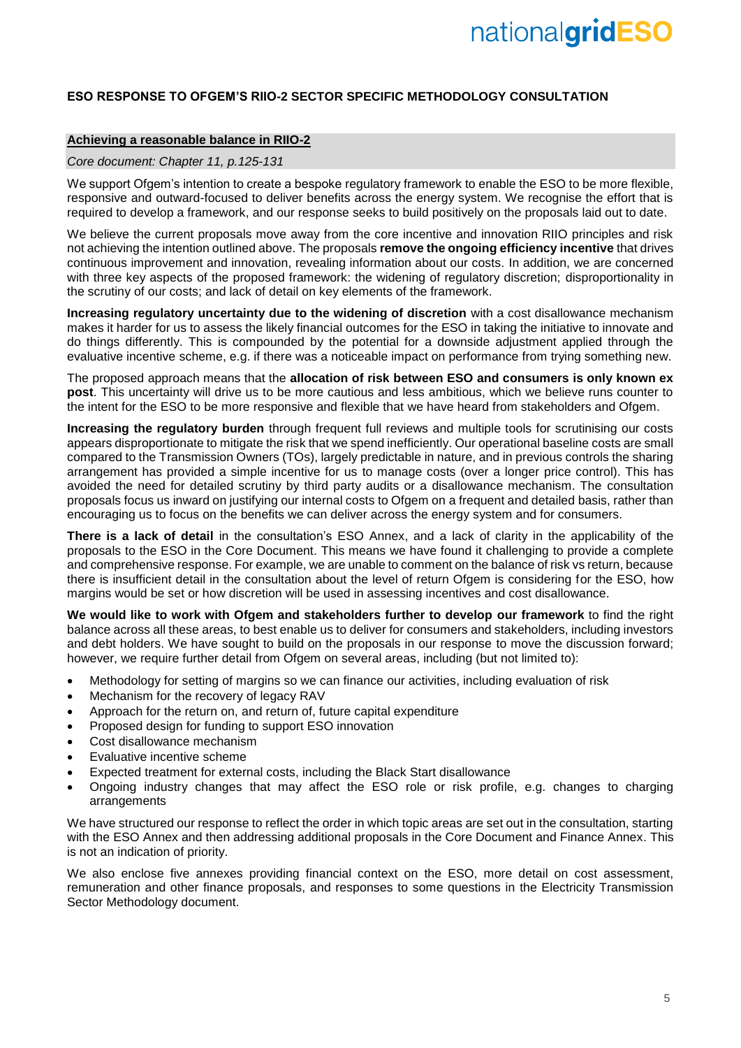**ESO RESPONSE TO OFGEM'S RIIO-2 SECTOR SPECIFIC METHODOLOGY CONSULTATION**

## Achieving a reasonable balance in RIIO-2

*Core document: Chapter 11, p.125-131*

We support Ofgem's intention to create a bespoke regulatory framework to enable the ESO to be more flexible, responsive and outward-focused to deliver benefits across the energy system. We recognise the effort that is required to develop a framework, and our response seeks to build positively on the proposals laid out to date.

We believe the current proposals move away from the core incentive and innovation RIIO principles and risk not achieving the intention outlined above. The proposals **remove the ongoing efficiency incentive** that drives continuous improvement and innovation, revealing information about our costs. In addition, we are concerned with three key aspects of the proposed framework: the widening of regulatory discretion; disproportionality in the scrutiny of our costs; and lack of detail on key elements of the framework.

**Increasing regulatory uncertainty due to the widening of discretion** with a cost disallowance mechanism makes it harder for us to assess the likely financial outcomes for the ESO in taking the initiative to innovate and do things differently. This is compounded by the potential for a downside adjustment applied through the evaluative incentive scheme, e.g. if there was a noticeable impact on performance from trying something new.

The proposed approach means that the **allocation of risk between ESO and consumers is only known ex post**. This uncertainty will drive us to be more cautious and less ambitious, which we believe runs counter to the intent for the ESO to be more responsive and flexible that we have heard from stakeholders and Ofgem.

**Increasing the regulatory burden** through frequent full reviews and multiple tools for scrutinising our costs appears disproportionate to mitigate the risk that we spend inefficiently. Our operational baseline costs are small compared to the Transmission Owners (TOs), largely predictable in nature, and in previous controls the sharing arrangement has provided a simple incentive for us to manage costs (over a longer price control). This has avoided the need for detailed scrutiny by third party audits or a disallowance mechanism. The consultation proposals focus us inward on justifying our internal costs to Ofgem on a frequent and detailed basis, rather than encouraging us to focus on the benefits we can deliver across the energy system and for consumers.

**There is a lack of detail** in the consultation's ESO Annex, and a lack of clarity in the applicability of the proposals to the ESO in the Core Document. This means we have found it challenging to provide a complete and comprehensive response. For example, we are unable to comment on the balance of risk vs return, because there is insufficient detail in the consultation about the level of return Ofgem is considering for the ESO, how margins would be set or how discretion will be used in assessing incentives and cost disallowance.

**We would like to work with Ofgem and stakeholders further to develop our framework** to find the right balance across all these areas, to best enable us to deliver for consumers and stakeholders, including investors and debt holders. We have sought to build on the proposals in our response to move the discussion forward; however, we require further detail from Ofgem on several areas, including (but not limited to):

- Methodology for setting of margins so we can finance our activities, including evaluation of risk
- Mechanism for the recovery of legacy RAV
- Approach for the return on, and return of, future capital expenditure
- Proposed design for funding to support ESO innovation
- Cost disallowance mechanism
- Evaluative incentive scheme
- Expected treatment for external costs, including the Black Start disallowance
- Ongoing industry changes that may affect the ESO role or risk profile, e.g. changes to charging arrangements

We have structured our response to reflect the order in which topic areas are set out in the consultation, starting with the ESO Annex and then addressing additional proposals in the Core Document and Finance Annex. This is not an indication of priority.

We also enclose five annexes providing financial context on the ESO, more detail on cost assessment, remuneration and other finance proposals, and responses to some questions in the Electricity Transmission Sector Methodology document.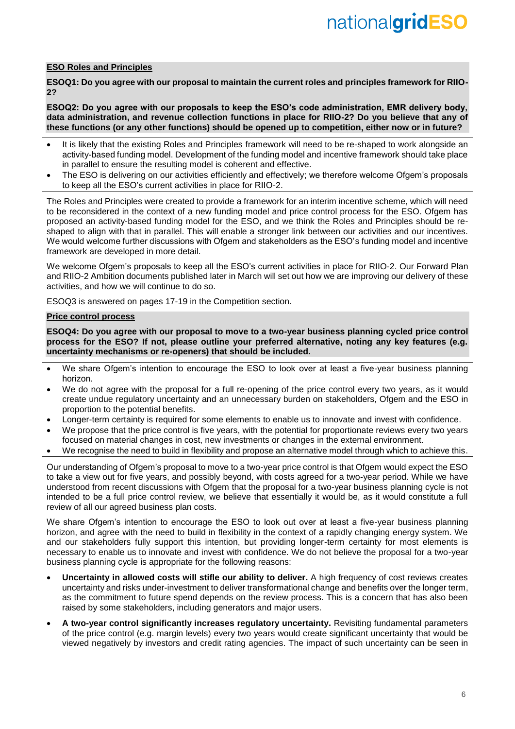**ESO Roles and Principles**

**ESOQ1: Do you agree with our proposal to maintain the current roles and principles framework for RIIO-2?**

**ESOQ2: Do you agree with our proposals to keep the ESO's code administration, EMR delivery body, data administration, and revenue collection functions in place for RIIO-2? Do you believe that any of these functions (or any other functions) should be opened up to competition, either now or in future?**

- It is likely that the existing Roles and Principles framework will need to be re-shaped to work alongside an activity-based funding model. Development of the funding model and incentive framework should take place in parallel to ensure the resulting model is coherent and effective.
- The ESO is delivering on our activities efficiently and effectively; we therefore welcome Ofgem's proposals to keep all the ESO's current activities in place for RIIO-2.

The Roles and Principles were created to provide a framework for an interim incentive scheme, which will need to be reconsidered in the context of a new funding model and price control process for the ESO. Ofgem has proposed an activity-based funding model for the ESO, and we think the Roles and Principles should be re-shaped to align with that in parallel. This will enable a stronger link between our activities and our incentives. We would welcome further discussions with Ofgem and stakeholders as the ESO's funding model and incentive framework are developed in more detail.

We welcome Ofgem's proposals to keep all the ESO's current activities in place for RIIO-2. Our Forward Plan and RIIO-2 Ambition documents published later in March will set out how we are improving our delivery of these activities, and how we will continue to do so.

ESOQ3 is answered on pages 17-19 in the Competition section.

**Price control process**

**ESOQ4: Do you agree with our proposal to move to a two-year business planning cycled price control process for the ESO? If not, please outline your preferred alternative, noting any key features (e.g. uncertainty mechanisms or re-openers) that should be included.**

- We share Ofgem's intention to encourage the ESO to look over at least a five-year business planning horizon.
- We do not agree with the proposal for a full re-opening of the price control every two years, as it would create undue regulatory uncertainty and an unnecessary burden on stakeholders, Ofgem and the ESO in proportion to the potential benefits.
- Longer-term certainty is required for some elements to enable us to innovate and invest with confidence.
- We propose that the price control is five years, with the potential for proportionate reviews every two years focused on material changes in cost, new investments or changes in the external environment.
- We recognise the need to build in flexibility and propose an alternative model through which to achieve this.

Our understanding of Ofgem's proposal to move to a two-year price control is that Ofgem would expect the ESO to take a view out for five years, and possibly beyond, with costs agreed for a two-year period. While we have understood from recent discussions with Ofgem that the proposal for a two-year business planning cycle is not intended to be a full price control review, we believe that essentially it would be, as it would constitute a full review of all our agreed business plan costs.

We share Ofgem's intention to encourage the ESO to look out over at least a five-year business planning horizon, and agree with the need to build in flexibility in the context of a rapidly changing energy system. We and our stakeholders fully support this intention, but providing longer-term certainty for most elements is necessary to enable us to innovate and invest with confidence. We do not believe the proposal for a two-year business planning cycle is appropriate for the following reasons:

- **Uncertainty in allowed costs will stifle our ability to deliver.** A high frequency of cost reviews creates uncertainty and risks under-investment to deliver transformational change and benefits over the longer term, as the commitment to future spend depends on the review process. This is a concern that has also been raised by some stakeholders, including generators and major users.
- **A two-year control significantly increases regulatory uncertainty.** Revisiting fundamental parameters of the price control (e.g. margin levels) every two years would create significant uncertainty that would be viewed negatively by investors and credit rating agencies. The impact of such uncertainty can be seen in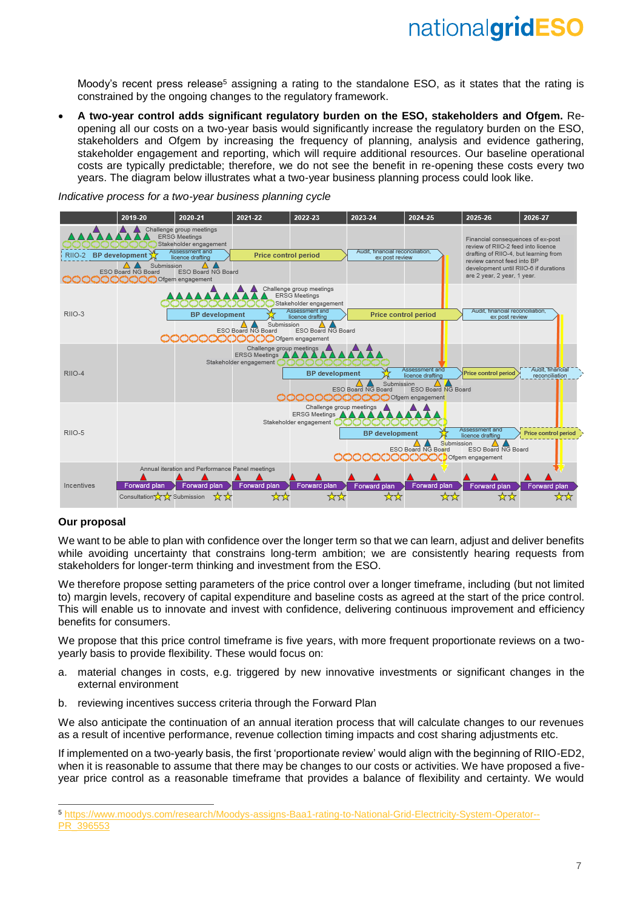Moody's recent press release[5] assigning a rating to the standalone ESO, as it states that the rating is constrained by the ongoing changes to the regulatory framework.

- **A two-year control adds significant regulatory burden on the ESO, stakeholders and Ofgem.** Re-opening all our costs on a two-year basis would significantly increase the regulatory burden on the ESO, stakeholders and Ofgem by increasing the frequency of planning, analysis and evidence gathering, stakeholder engagement and reporting, which will require additional resources. Our baseline operational costs are typically predictable; therefore, we do not see the benefit in re-opening these costs every two years. The diagram below illustrates what a two-year business planning process could look like.

*Indicative process for a two-year business planning cycle*

## Our proposal

We want to be able to plan with confidence over the longer term so that we can learn, adjust and deliver benefits while avoiding uncertainty that constrains long-term ambition; we are consistently hearing requests from stakeholders for longer-term thinking and investment from the ESO.

We therefore propose setting parameters of the price control over a longer timeframe, including (but not limited to) margin levels, recovery of capital expenditure and baseline costs as agreed at the start of the price control. This will enable us to innovate and invest with confidence, delivering continuous improvement and efficiency benefits for consumers.

We propose that this price control timeframe is five years, with more frequent proportionate reviews on a two-yearly basis to provide flexibility. These would focus on:

a. material changes in costs, e.g. triggered by new innovative investments or significant changes in the external environment

b. reviewing incentives success criteria through the Forward Plan

We also anticipate the continuation of an annual iteration process that will calculate changes to our revenues as a result of incentive performance, revenue collection timing impacts and cost sharing adjustments etc.

If implemented on a two-yearly basis, the first 'proportionate review' would align with the beginning of RIIO-ED2, when it is reasonable to assume that there may be changes to our costs or activities. We have proposed a five-year price control as a reasonable timeframe that provides a balance of flexibility and certainty. We would

[5] https://www.moodys.com/research/Moodys-assigns-Baa1-rating-to-National-Grid-Electricity-System-Operator--PR_396553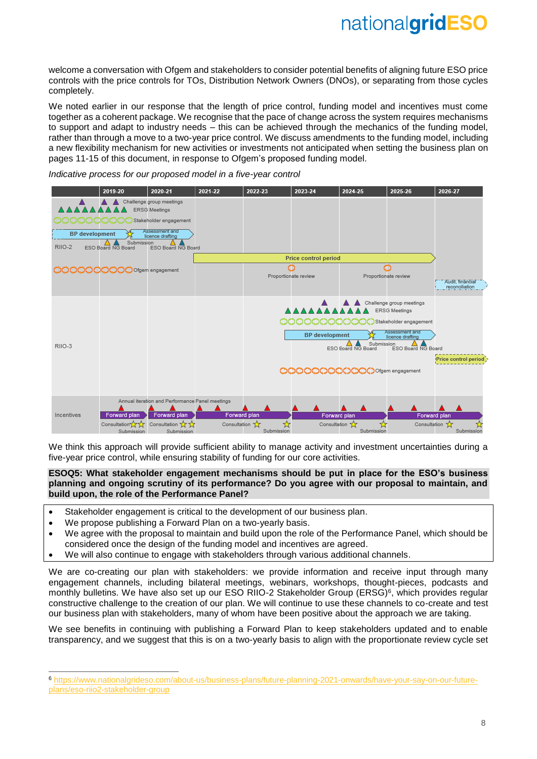welcome a conversation with Ofgem and stakeholders to consider potential benefits of aligning future ESO price controls with the price controls for TOs, Distribution Network Owners (DNOs), or separating from those cycles completely.

We noted earlier in our response that the length of price control, funding model and incentives must come together as a coherent package. We recognise that the pace of change across the system requires mechanisms to support and adapt to industry needs – this can be achieved through the mechanics of the funding model, rather than through a move to a two-year price control. We discuss amendments to the funding model, including a new flexibility mechanism for new activities or investments not anticipated when setting the business plan on pages 11-15 of this document, in response to Ofgem's proposed funding model.

*Indicative process for our proposed model in a five-year control*

| | 2019-20 | 2020-21 | 2021-22 | 2022-23 | 2023-24 | 2024-25 | 2025-26 | 2026-27 |
|---|---|---|---|---|---|---|---|---|
| RIIO-2 | Challenge group meetings; ERSG Meetings; Stakeholder engagement; BP development; ESO Board, NG Board; Ofgem engagement | Submission; Assessment and licence drafting; ESO Board, NG Board | Price control period | Price control period | Price control period; Proportionate review | Price control period | Price control period; Proportionate review | Audit, financial reconciliation |
| RIIO-3 | | | | | Challenge group meetings; ERSG Meetings; Stakeholder engagement; BP development; Ofgem engagement | BP development; ESO Board, NG Board; Submission | Assessment and licence drafting; ESO Board, NG Board | Price control period |
| Incentives | Annual iteration and Performance Panel meetings; Forward plan; Consultation; Submission | Forward plan; Consultation; Submission | Forward plan | Forward plan; Consultation; Submission | Forward plan | Forward plan; Consultation; Submission | Forward plan | Forward plan; Consultation; Submission |

We think this approach will provide sufficient ability to manage activity and investment uncertainties during a five-year price control, while ensuring stability of funding for our core activities.

**ESOQ5: What stakeholder engagement mechanisms should be put in place for the ESO's business planning and ongoing scrutiny of its performance? Do you agree with our proposal to maintain, and build upon, the role of the Performance Panel?**

- Stakeholder engagement is critical to the development of our business plan.
- We propose publishing a Forward Plan on a two-yearly basis.
- We agree with the proposal to maintain and build upon the role of the Performance Panel, which should be considered once the design of the funding model and incentives are agreed.
- We will also continue to engage with stakeholders through various additional channels.

We are co-creating our plan with stakeholders: we provide information and receive input through many engagement channels, including bilateral meetings, webinars, workshops, thought-pieces, podcasts and monthly bulletins. We have also set up our ESO RIIO-2 Stakeholder Group (ERSG)[6], which provides regular constructive challenge to the creation of our plan. We will continue to use these channels to co-create and test our business plan with stakeholders, many of whom have been positive about the approach we are taking.

We see benefits in continuing with publishing a Forward Plan to keep stakeholders updated and to enable transparency, and we suggest that this is on a two-yearly basis to align with the proportionate review cycle set

[6] https://www.nationalgrideso.com/about-us/business-plans/future-planning-2021-onwards/have-your-say-on-our-future-plans/eso-riio2-stakeholder-group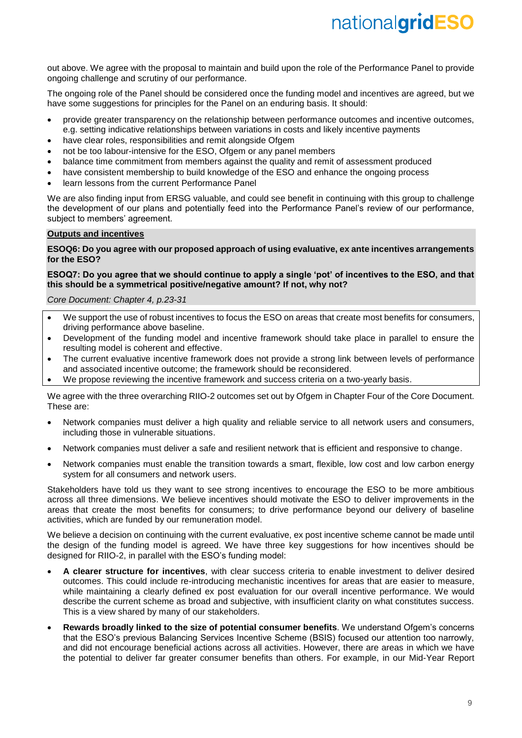out above. We agree with the proposal to maintain and build upon the role of the Performance Panel to provide ongoing challenge and scrutiny of our performance.

The ongoing role of the Panel should be considered once the funding model and incentives are agreed, but we have some suggestions for principles for the Panel on an enduring basis. It should:

- provide greater transparency on the relationship between performance outcomes and incentive outcomes, e.g. setting indicative relationships between variations in costs and likely incentive payments
- have clear roles, responsibilities and remit alongside Ofgem
- not be too labour-intensive for the ESO, Ofgem or any panel members
- balance time commitment from members against the quality and remit of assessment produced
- have consistent membership to build knowledge of the ESO and enhance the ongoing process
- learn lessons from the current Performance Panel

We are also finding input from ERSG valuable, and could see benefit in continuing with this group to challenge the development of our plans and potentially feed into the Performance Panel's review of our performance, subject to members' agreement.

**Outputs and incentives**

**ESOQ6: Do you agree with our proposed approach of using evaluative, ex ante incentives arrangements for the ESO?**

**ESOQ7: Do you agree that we should continue to apply a single 'pot' of incentives to the ESO, and that this should be a symmetrical positive/negative amount? If not, why not?**

*Core Document: Chapter 4, p.23-31*

- We support the use of robust incentives to focus the ESO on areas that create most benefits for consumers, driving performance above baseline.
- Development of the funding model and incentive framework should take place in parallel to ensure the resulting model is coherent and effective.
- The current evaluative incentive framework does not provide a strong link between levels of performance and associated incentive outcome; the framework should be reconsidered.
- We propose reviewing the incentive framework and success criteria on a two-yearly basis.

We agree with the three overarching RIIO-2 outcomes set out by Ofgem in Chapter Four of the Core Document. These are:

- Network companies must deliver a high quality and reliable service to all network users and consumers, including those in vulnerable situations.
- Network companies must deliver a safe and resilient network that is efficient and responsive to change.
- Network companies must enable the transition towards a smart, flexible, low cost and low carbon energy system for all consumers and network users.

Stakeholders have told us they want to see strong incentives to encourage the ESO to be more ambitious across all three dimensions. We believe incentives should motivate the ESO to deliver improvements in the areas that create the most benefits for consumers; to drive performance beyond our delivery of baseline activities, which are funded by our remuneration model.

We believe a decision on continuing with the current evaluative, ex post incentive scheme cannot be made until the design of the funding model is agreed. We have three key suggestions for how incentives should be designed for RIIO-2, in parallel with the ESO's funding model:

- **A clearer structure for incentives**, with clear success criteria to enable investment to deliver desired outcomes. This could include re-introducing mechanistic incentives for areas that are easier to measure, while maintaining a clearly defined ex post evaluation for our overall incentive performance. We would describe the current scheme as broad and subjective, with insufficient clarity on what constitutes success. This is a view shared by many of our stakeholders.
- **Rewards broadly linked to the size of potential consumer benefits**. We understand Ofgem's concerns that the ESO's previous Balancing Services Incentive Scheme (BSIS) focused our attention too narrowly, and did not encourage beneficial actions across all activities. However, there are areas in which we have the potential to deliver far greater consumer benefits than others. For example, in our Mid-Year Report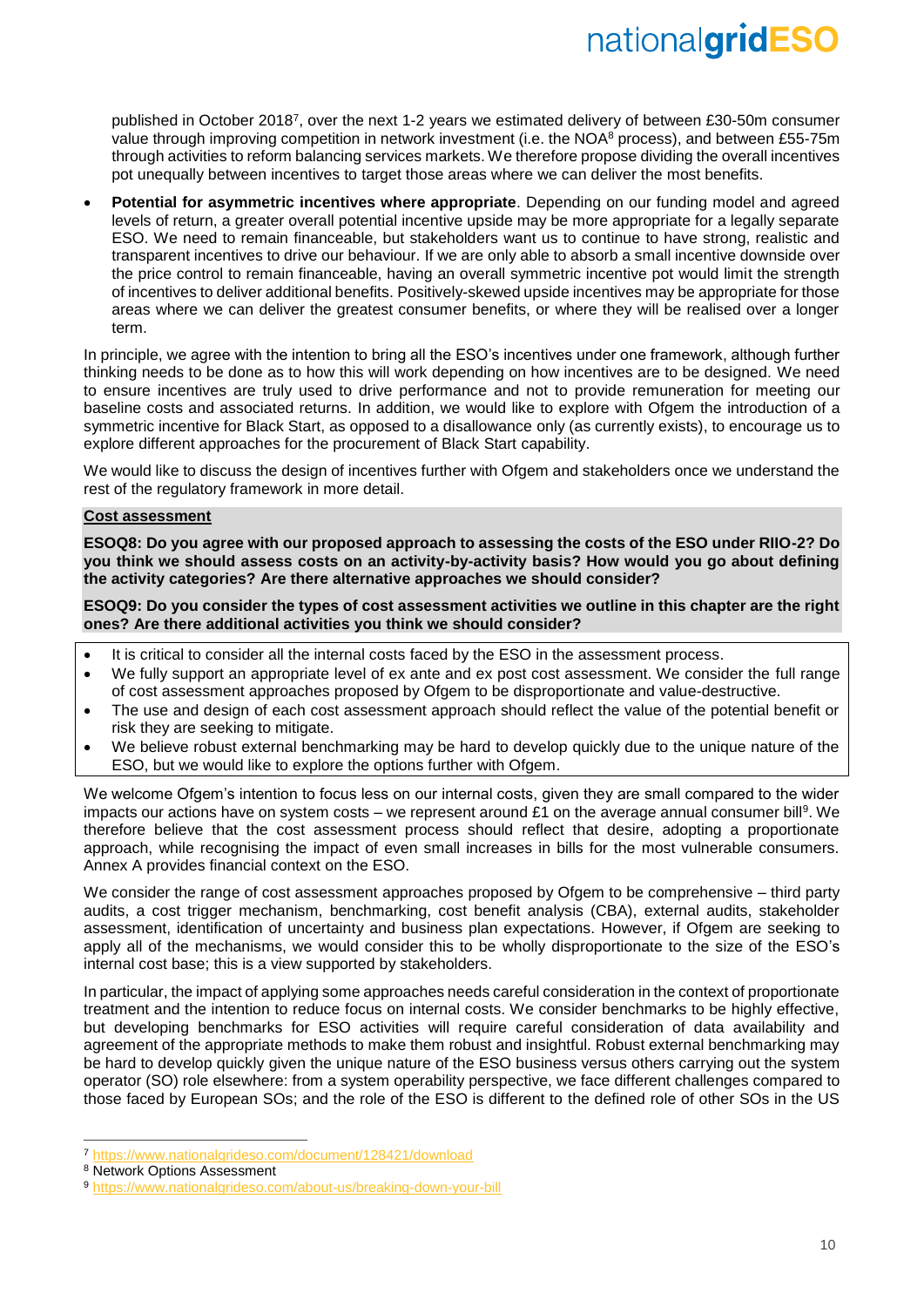published in October 2018[7], over the next 1-2 years we estimated delivery of between £30-50m consumer value through improving competition in network investment (i.e. the NOA[8] process), and between £55-75m through activities to reform balancing services markets. We therefore propose dividing the overall incentives pot unequally between incentives to target those areas where we can deliver the most benefits.

- **Potential for asymmetric incentives where appropriate**. Depending on our funding model and agreed levels of return, a greater overall potential incentive upside may be more appropriate for a legally separate ESO. We need to remain financeable, but stakeholders want us to continue to have strong, realistic and transparent incentives to drive our behaviour. If we are only able to absorb a small incentive downside over the price control to remain financeable, having an overall symmetric incentive pot would limit the strength of incentives to deliver additional benefits. Positively-skewed upside incentives may be appropriate for those areas where we can deliver the greatest consumer benefits, or where they will be realised over a longer term.

In principle, we agree with the intention to bring all the ESO's incentives under one framework, although further thinking needs to be done as to how this will work depending on how incentives are to be designed. We need to ensure incentives are truly used to drive performance and not to provide remuneration for meeting our baseline costs and associated returns. In addition, we would like to explore with Ofgem the introduction of a symmetric incentive for Black Start, as opposed to a disallowance only (as currently exists), to encourage us to explore different approaches for the procurement of Black Start capability.

We would like to discuss the design of incentives further with Ofgem and stakeholders once we understand the rest of the regulatory framework in more detail.

### Cost assessment

**ESOQ8: Do you agree with our proposed approach to assessing the costs of the ESO under RIIO-2? Do you think we should assess costs on an activity-by-activity basis? How would you go about defining the activity categories? Are there alternative approaches we should consider?**

**ESOQ9: Do you consider the types of cost assessment activities we outline in this chapter are the right ones? Are there additional activities you think we should consider?**

- It is critical to consider all the internal costs faced by the ESO in the assessment process.
- We fully support an appropriate level of ex ante and ex post cost assessment. We consider the full range of cost assessment approaches proposed by Ofgem to be disproportionate and value-destructive.
- The use and design of each cost assessment approach should reflect the value of the potential benefit or risk they are seeking to mitigate.
- We believe robust external benchmarking may be hard to develop quickly due to the unique nature of the ESO, but we would like to explore the options further with Ofgem.

We welcome Ofgem's intention to focus less on our internal costs, given they are small compared to the wider impacts our actions have on system costs – we represent around £1 on the average annual consumer bill[9]. We therefore believe that the cost assessment process should reflect that desire, adopting a proportionate approach, while recognising the impact of even small increases in bills for the most vulnerable consumers. Annex A provides financial context on the ESO.

We consider the range of cost assessment approaches proposed by Ofgem to be comprehensive – third party audits, a cost trigger mechanism, benchmarking, cost benefit analysis (CBA), external audits, stakeholder assessment, identification of uncertainty and business plan expectations. However, if Ofgem are seeking to apply all of the mechanisms, we would consider this to be wholly disproportionate to the size of the ESO's internal cost base; this is a view supported by stakeholders.

In particular, the impact of applying some approaches needs careful consideration in the context of proportionate treatment and the intention to reduce focus on internal costs. We consider benchmarks to be highly effective, but developing benchmarks for ESO activities will require careful consideration of data availability and agreement of the appropriate methods to make them robust and insightful. Robust external benchmarking may be hard to develop quickly given the unique nature of the ESO business versus others carrying out the system operator (SO) role elsewhere: from a system operability perspective, we face different challenges compared to those faced by European SOs; and the role of the ESO is different to the defined role of other SOs in the US

---

[7] https://www.nationalgrideso.com/document/128421/download

[8] Network Options Assessment

[9] https://www.nationalgrideso.com/about-us/breaking-down-your-bill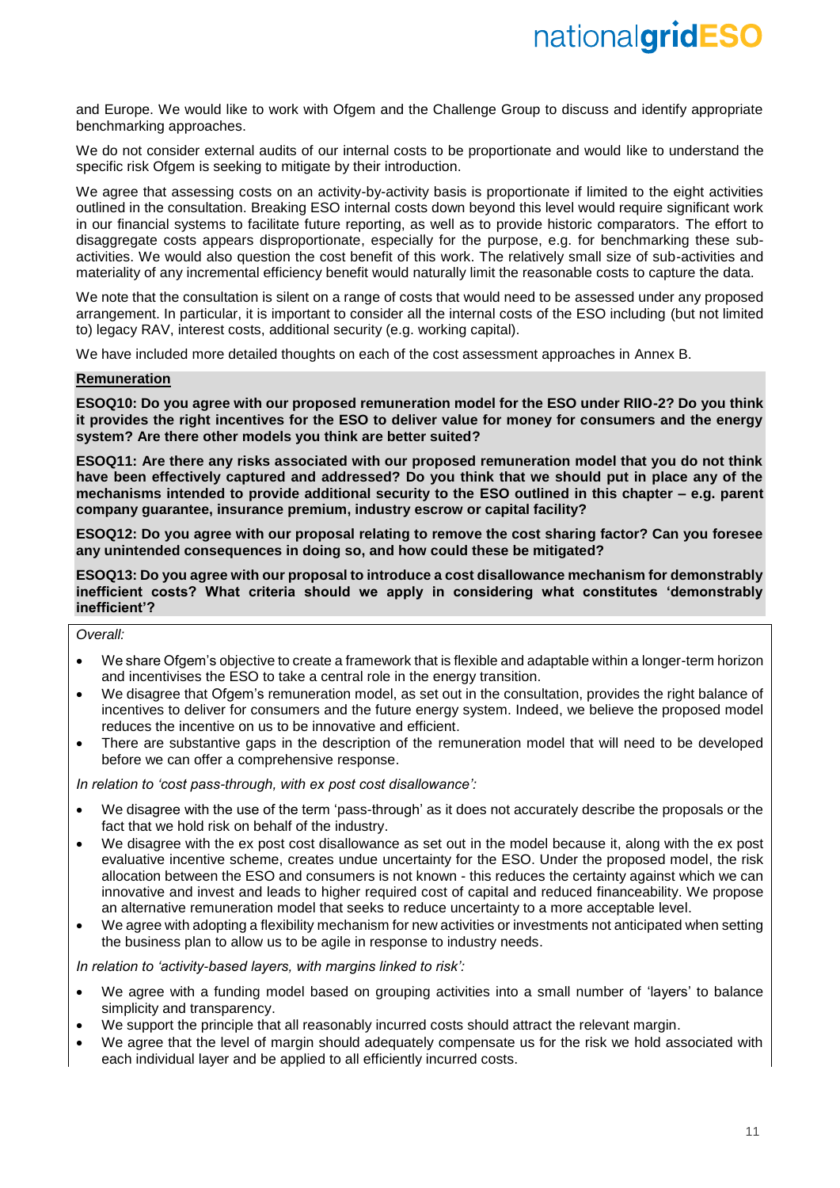and Europe. We would like to work with Ofgem and the Challenge Group to discuss and identify appropriate benchmarking approaches.

We do not consider external audits of our internal costs to be proportionate and would like to understand the specific risk Ofgem is seeking to mitigate by their introduction.

We agree that assessing costs on an activity-by-activity basis is proportionate if limited to the eight activities outlined in the consultation. Breaking ESO internal costs down beyond this level would require significant work in our financial systems to facilitate future reporting, as well as to provide historic comparators. The effort to disaggregate costs appears disproportionate, especially for the purpose, e.g. for benchmarking these sub-activities. We would also question the cost benefit of this work. The relatively small size of sub-activities and materiality of any incremental efficiency benefit would naturally limit the reasonable costs to capture the data.

We note that the consultation is silent on a range of costs that would need to be assessed under any proposed arrangement. In particular, it is important to consider all the internal costs of the ESO including (but not limited to) legacy RAV, interest costs, additional security (e.g. working capital).

We have included more detailed thoughts on each of the cost assessment approaches in Annex B.

**Remuneration**

**ESOQ10: Do you agree with our proposed remuneration model for the ESO under RIIO-2? Do you think it provides the right incentives for the ESO to deliver value for money for consumers and the energy system? Are there other models you think are better suited?**

**ESOQ11: Are there any risks associated with our proposed remuneration model that you do not think have been effectively captured and addressed? Do you think that we should put in place any of the mechanisms intended to provide additional security to the ESO outlined in this chapter – e.g. parent company guarantee, insurance premium, industry escrow or capital facility?**

**ESOQ12: Do you agree with our proposal relating to remove the cost sharing factor? Can you foresee any unintended consequences in doing so, and how could these be mitigated?**

**ESOQ13: Do you agree with our proposal to introduce a cost disallowance mechanism for demonstrably inefficient costs? What criteria should we apply in considering what constitutes 'demonstrably inefficient'?**

*Overall:*

- We share Ofgem's objective to create a framework that is flexible and adaptable within a longer-term horizon and incentivises the ESO to take a central role in the energy transition.
- We disagree that Ofgem's remuneration model, as set out in the consultation, provides the right balance of incentives to deliver for consumers and the future energy system. Indeed, we believe the proposed model reduces the incentive on us to be innovative and efficient.
- There are substantive gaps in the description of the remuneration model that will need to be developed before we can offer a comprehensive response.

*In relation to 'cost pass-through, with ex post cost disallowance':*

- We disagree with the use of the term 'pass-through' as it does not accurately describe the proposals or the fact that we hold risk on behalf of the industry.
- We disagree with the ex post cost disallowance as set out in the model because it, along with the ex post evaluative incentive scheme, creates undue uncertainty for the ESO. Under the proposed model, the risk allocation between the ESO and consumers is not known - this reduces the certainty against which we can innovative and invest and leads to higher required cost of capital and reduced financeability. We propose an alternative remuneration model that seeks to reduce uncertainty to a more acceptable level.
- We agree with adopting a flexibility mechanism for new activities or investments not anticipated when setting the business plan to allow us to be agile in response to industry needs.

*In relation to 'activity-based layers, with margins linked to risk':*

- We agree with a funding model based on grouping activities into a small number of 'layers' to balance simplicity and transparency.
- We support the principle that all reasonably incurred costs should attract the relevant margin.
- We agree that the level of margin should adequately compensate us for the risk we hold associated with each individual layer and be applied to all efficiently incurred costs.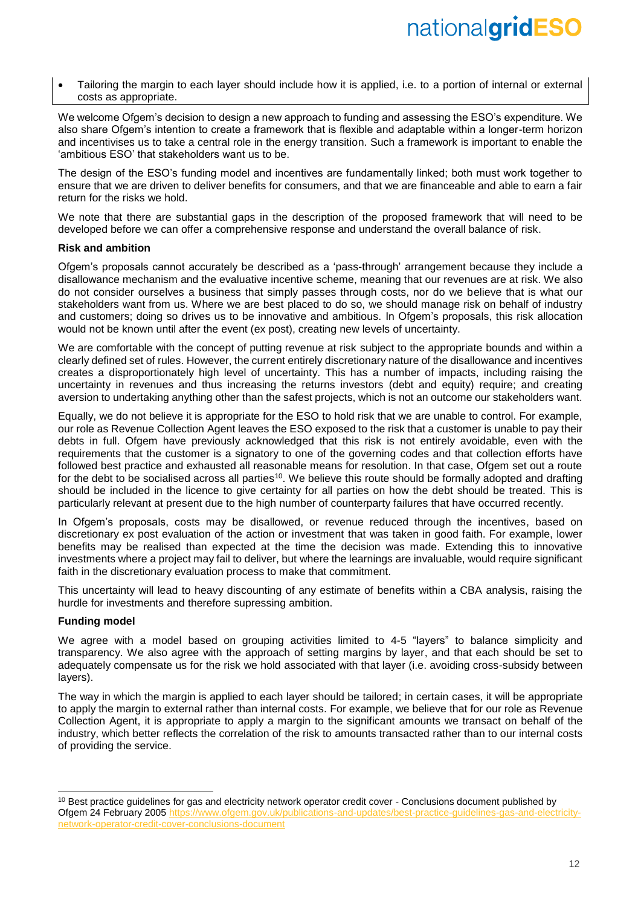- Tailoring the margin to each layer should include how it is applied, i.e. to a portion of internal or external costs as appropriate.

We welcome Ofgem's decision to design a new approach to funding and assessing the ESO's expenditure. We also share Ofgem's intention to create a framework that is flexible and adaptable within a longer-term horizon and incentivises us to take a central role in the energy transition. Such a framework is important to enable the 'ambitious ESO' that stakeholders want us to be.

The design of the ESO's funding model and incentives are fundamentally linked; both must work together to ensure that we are driven to deliver benefits for consumers, and that we are financeable and able to earn a fair return for the risks we hold.

We note that there are substantial gaps in the description of the proposed framework that will need to be developed before we can offer a comprehensive response and understand the overall balance of risk.

**Risk and ambition**

Ofgem's proposals cannot accurately be described as a 'pass-through' arrangement because they include a disallowance mechanism and the evaluative incentive scheme, meaning that our revenues are at risk. We also do not consider ourselves a business that simply passes through costs, nor do we believe that is what our stakeholders want from us. Where we are best placed to do so, we should manage risk on behalf of industry and customers; doing so drives us to be innovative and ambitious. In Ofgem's proposals, this risk allocation would not be known until after the event (ex post), creating new levels of uncertainty.

We are comfortable with the concept of putting revenue at risk subject to the appropriate bounds and within a clearly defined set of rules. However, the current entirely discretionary nature of the disallowance and incentives creates a disproportionately high level of uncertainty. This has a number of impacts, including raising the uncertainty in revenues and thus increasing the returns investors (debt and equity) require; and creating aversion to undertaking anything other than the safest projects, which is not an outcome our stakeholders want.

Equally, we do not believe it is appropriate for the ESO to hold risk that we are unable to control. For example, our role as Revenue Collection Agent leaves the ESO exposed to the risk that a customer is unable to pay their debts in full. Ofgem have previously acknowledged that this risk is not entirely avoidable, even with the requirements that the customer is a signatory to one of the governing codes and that collection efforts have followed best practice and exhausted all reasonable means for resolution. In that case, Ofgem set out a route for the debt to be socialised across all parties[10]. We believe this route should be formally adopted and drafting should be included in the licence to give certainty for all parties on how the debt should be treated. This is particularly relevant at present due to the high number of counterparty failures that have occurred recently.

In Ofgem's proposals, costs may be disallowed, or revenue reduced through the incentives, based on discretionary ex post evaluation of the action or investment that was taken in good faith. For example, lower benefits may be realised than expected at the time the decision was made. Extending this to innovative investments where a project may fail to deliver, but where the learnings are invaluable, would require significant faith in the discretionary evaluation process to make that commitment.

This uncertainty will lead to heavy discounting of any estimate of benefits within a CBA analysis, raising the hurdle for investments and therefore supressing ambition.

**Funding model**

We agree with a model based on grouping activities limited to 4-5 "layers" to balance simplicity and transparency. We also agree with the approach of setting margins by layer, and that each should be set to adequately compensate us for the risk we hold associated with that layer (i.e. avoiding cross-subsidy between layers).

The way in which the margin is applied to each layer should be tailored; in certain cases, it will be appropriate to apply the margin to external rather than internal costs. For example, we believe that for our role as Revenue Collection Agent, it is appropriate to apply a margin to the significant amounts we transact on behalf of the industry, which better reflects the correlation of the risk to amounts transacted rather than to our internal costs of providing the service.

---

[10] Best practice guidelines for gas and electricity network operator credit cover - Conclusions document published by Ofgem 24 February 2005 https://www.ofgem.gov.uk/publications-and-updates/best-practice-guidelines-gas-and-electricity-network-operator-credit-cover-conclusions-document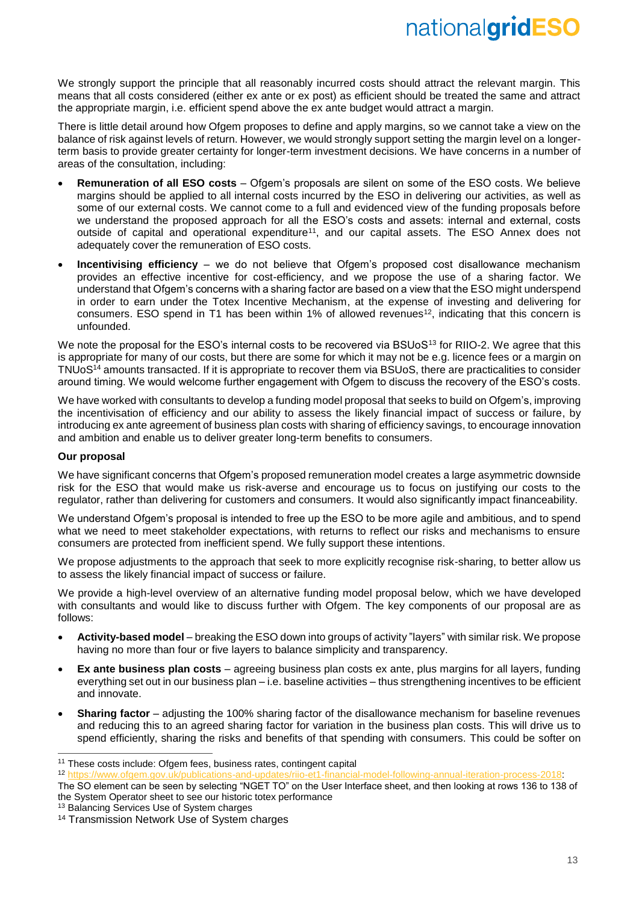We strongly support the principle that all reasonably incurred costs should attract the relevant margin. This means that all costs considered (either ex ante or ex post) as efficient should be treated the same and attract the appropriate margin, i.e. efficient spend above the ex ante budget would attract a margin.

There is little detail around how Ofgem proposes to define and apply margins, so we cannot take a view on the balance of risk against levels of return. However, we would strongly support setting the margin level on a longer-term basis to provide greater certainty for longer-term investment decisions. We have concerns in a number of areas of the consultation, including:

- **Remuneration of all ESO costs** – Ofgem's proposals are silent on some of the ESO costs. We believe margins should be applied to all internal costs incurred by the ESO in delivering our activities, as well as some of our external costs. We cannot come to a full and evidenced view of the funding proposals before we understand the proposed approach for all the ESO's costs and assets: internal and external, costs outside of capital and operational expenditure[11], and our capital assets. The ESO Annex does not adequately cover the remuneration of ESO costs.
- **Incentivising efficiency** – we do not believe that Ofgem's proposed cost disallowance mechanism provides an effective incentive for cost-efficiency, and we propose the use of a sharing factor. We understand that Ofgem's concerns with a sharing factor are based on a view that the ESO might underspend in order to earn under the Totex Incentive Mechanism, at the expense of investing and delivering for consumers. ESO spend in T1 has been within 1% of allowed revenues[12], indicating that this concern is unfounded.

We note the proposal for the ESO's internal costs to be recovered via BSUoS[13] for RIIO-2. We agree that this is appropriate for many of our costs, but there are some for which it may not be e.g. licence fees or a margin on TNUoS[14] amounts transacted. If it is appropriate to recover them via BSUoS, there are practicalities to consider around timing. We would welcome further engagement with Ofgem to discuss the recovery of the ESO's costs.

We have worked with consultants to develop a funding model proposal that seeks to build on Ofgem's, improving the incentivisation of efficiency and our ability to assess the likely financial impact of success or failure, by introducing ex ante agreement of business plan costs with sharing of efficiency savings, to encourage innovation and ambition and enable us to deliver greater long-term benefits to consumers.

**Our proposal**

We have significant concerns that Ofgem's proposed remuneration model creates a large asymmetric downside risk for the ESO that would make us risk-averse and encourage us to focus on justifying our costs to the regulator, rather than delivering for customers and consumers. It would also significantly impact financeability.

We understand Ofgem's proposal is intended to free up the ESO to be more agile and ambitious, and to spend what we need to meet stakeholder expectations, with returns to reflect our risks and mechanisms to ensure consumers are protected from inefficient spend. We fully support these intentions.

We propose adjustments to the approach that seek to more explicitly recognise risk-sharing, to better allow us to assess the likely financial impact of success or failure.

We provide a high-level overview of an alternative funding model proposal below, which we have developed with consultants and would like to discuss further with Ofgem. The key components of our proposal are as follows:

- **Activity-based model** – breaking the ESO down into groups of activity "layers" with similar risk. We propose having no more than four or five layers to balance simplicity and transparency.
- **Ex ante business plan costs** – agreeing business plan costs ex ante, plus margins for all layers, funding everything set out in our business plan – i.e. baseline activities – thus strengthening incentives to be efficient and innovate.
- **Sharing factor** – adjusting the 100% sharing factor of the disallowance mechanism for baseline revenues and reducing this to an agreed sharing factor for variation in the business plan costs. This will drive us to spend efficiently, sharing the risks and benefits of that spending with consumers. This could be softer on

---

[11] These costs include: Ofgem fees, business rates, contingent capital

[12] https://www.ofgem.gov.uk/publications-and-updates/riio-et1-financial-model-following-annual-iteration-process-2018; The SO element can be seen by selecting "NGET TO" on the User Interface sheet, and then looking at rows 136 to 138 of the System Operator sheet to see our historic totex performance

[13] Balancing Services Use of System charges

[14] Transmission Network Use of System charges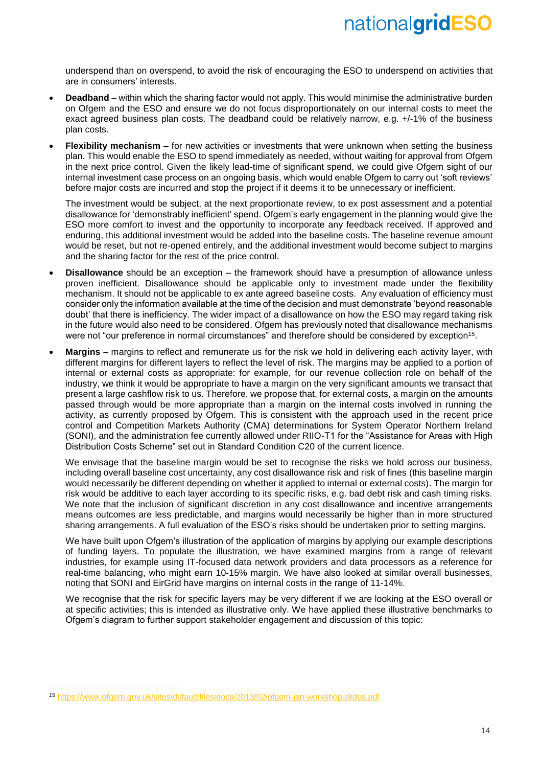underspend than on overspend, to avoid the risk of encouraging the ESO to underspend on activities that are in consumers' interests.

- **Deadband** – within which the sharing factor would not apply. This would minimise the administrative burden on Ofgem and the ESO and ensure we do not focus disproportionately on our internal costs to meet the exact agreed business plan costs. The deadband could be relatively narrow, e.g. +/-1% of the business plan costs.
- **Flexibility mechanism** – for new activities or investments that were unknown when setting the business plan. This would enable the ESO to spend immediately as needed, without waiting for approval from Ofgem in the next price control. Given the likely lead-time of significant spend, we could give Ofgem sight of our internal investment case process on an ongoing basis, which would enable Ofgem to carry out 'soft reviews' before major costs are incurred and stop the project if it deems it to be unnecessary or inefficient.

  The investment would be subject, at the next proportionate review, to ex post assessment and a potential disallowance for 'demonstrably inefficient' spend. Ofgem's early engagement in the planning would give the ESO more comfort to invest and the opportunity to incorporate any feedback received. If approved and enduring, this additional investment would be added into the baseline costs. The baseline revenue amount would be reset, but not re-opened entirely, and the additional investment would become subject to margins and the sharing factor for the rest of the price control.
- **Disallowance** should be an exception – the framework should have a presumption of allowance unless proven inefficient. Disallowance should be applicable only to investment made under the flexibility mechanism. It should not be applicable to ex ante agreed baseline costs. Any evaluation of efficiency must consider only the information available at the time of the decision and must demonstrate 'beyond reasonable doubt' that there is inefficiency. The wider impact of a disallowance on how the ESO may regard taking risk in the future would also need to be considered. Ofgem has previously noted that disallowance mechanisms were not "our preference in normal circumstances" and therefore should be considered by exception[15].
- **Margins** – margins to reflect and remunerate us for the risk we hold in delivering each activity layer, with different margins for different layers to reflect the level of risk. The margins may be applied to a portion of internal or external costs as appropriate: for example, for our revenue collection role on behalf of the industry, we think it would be appropriate to have a margin on the very significant amounts we transact that present a large cashflow risk to us. Therefore, we propose that, for external costs, a margin on the amounts passed through would be more appropriate than a margin on the internal costs involved in running the activity, as currently proposed by Ofgem. This is consistent with the approach used in the recent price control and Competition Markets Authority (CMA) determinations for System Operator Northern Ireland (SONI), and the administration fee currently allowed under RIIO-T1 for the "Assistance for Areas with High Distribution Costs Scheme" set out in Standard Condition C20 of the current licence.

  We envisage that the baseline margin would be set to recognise the risks we hold across our business, including overall baseline cost uncertainty, any cost disallowance risk and risk of fines (this baseline margin would necessarily be different depending on whether it applied to internal or external costs). The margin for risk would be additive to each layer according to its specific risks, e.g. bad debt risk and cash timing risks. We note that the inclusion of significant discretion in any cost disallowance and incentive arrangements means outcomes are less predictable, and margins would necessarily be higher than in more structured sharing arrangements. A full evaluation of the ESO's risks should be undertaken prior to setting margins.

  We have built upon Ofgem's illustration of the application of margins by applying our example descriptions of funding layers. To populate the illustration, we have examined margins from a range of relevant industries, for example using IT-focused data network providers and data processors as a reference for real-time balancing, who might earn 10-15% margin. We have also looked at similar overall businesses, noting that SONI and EirGrid have margins on internal costs in the range of 11-14%.

  We recognise that the risk for specific layers may be very different if we are looking at the ESO overall or at specific activities; this is intended as illustrative only. We have applied these illustrative benchmarks to Ofgem's diagram to further support stakeholder engagement and discussion of this topic:

[15] https://www.ofgem.gov.uk/sites/default/files/docs/2013/02/ofgem-jan-workshop-slides.pdf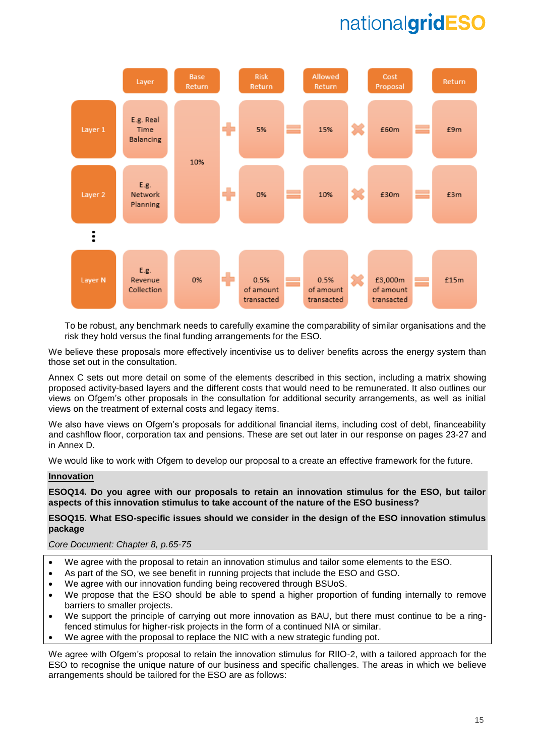| | Layer | Base Return | | Risk Return | | Allowed Return | | Cost Proposal | | Return |
|---|---|---|---|---|---|---|---|---|---|---|
| Layer 1 | E.g. Real Time Balancing | 10% | + | 5% | = | 15% | × | £60m | = | £9m |
| Layer 2 | E.g. Network Planning | | + | 0% | = | 10% | × | £30m | = | £3m |
| ⋮ | | | | | | | | | | |
| Layer N | E.g. Revenue Collection | 0% | + | 0.5% of amount transacted | = | 0.5% of amount transacted | × | £3,000m of amount transacted | = | £15m |

To be robust, any benchmark needs to carefully examine the comparability of similar organisations and the risk they hold versus the final funding arrangements for the ESO.

We believe these proposals more effectively incentivise us to deliver benefits across the energy system than those set out in the consultation.

Annex C sets out more detail on some of the elements described in this section, including a matrix showing proposed activity-based layers and the different costs that would need to be remunerated. It also outlines our views on Ofgem's other proposals in the consultation for additional security arrangements, as well as initial views on the treatment of external costs and legacy items.

We also have views on Ofgem's proposals for additional financial items, including cost of debt, financeability and cashflow floor, corporation tax and pensions. These are set out later in our response on pages 23-27 and in Annex D.

We would like to work with Ofgem to develop our proposal to a create an effective framework for the future.

**Innovation**

**ESOQ14. Do you agree with our proposals to retain an innovation stimulus for the ESO, but tailor aspects of this innovation stimulus to take account of the nature of the ESO business?**

**ESOQ15. What ESO-specific issues should we consider in the design of the ESO innovation stimulus package**

*Core Document: Chapter 8, p.65-75*

- We agree with the proposal to retain an innovation stimulus and tailor some elements to the ESO.
- As part of the SO, we see benefit in running projects that include the ESO and GSO.
- We agree with our innovation funding being recovered through BSUoS.
- We propose that the ESO should be able to spend a higher proportion of funding internally to remove barriers to smaller projects.
- We support the principle of carrying out more innovation as BAU, but there must continue to be a ring-fenced stimulus for higher-risk projects in the form of a continued NIA or similar.
- We agree with the proposal to replace the NIC with a new strategic funding pot.

We agree with Ofgem's proposal to retain the innovation stimulus for RIIO-2, with a tailored approach for the ESO to recognise the unique nature of our business and specific challenges. The areas in which we believe arrangements should be tailored for the ESO are as follows: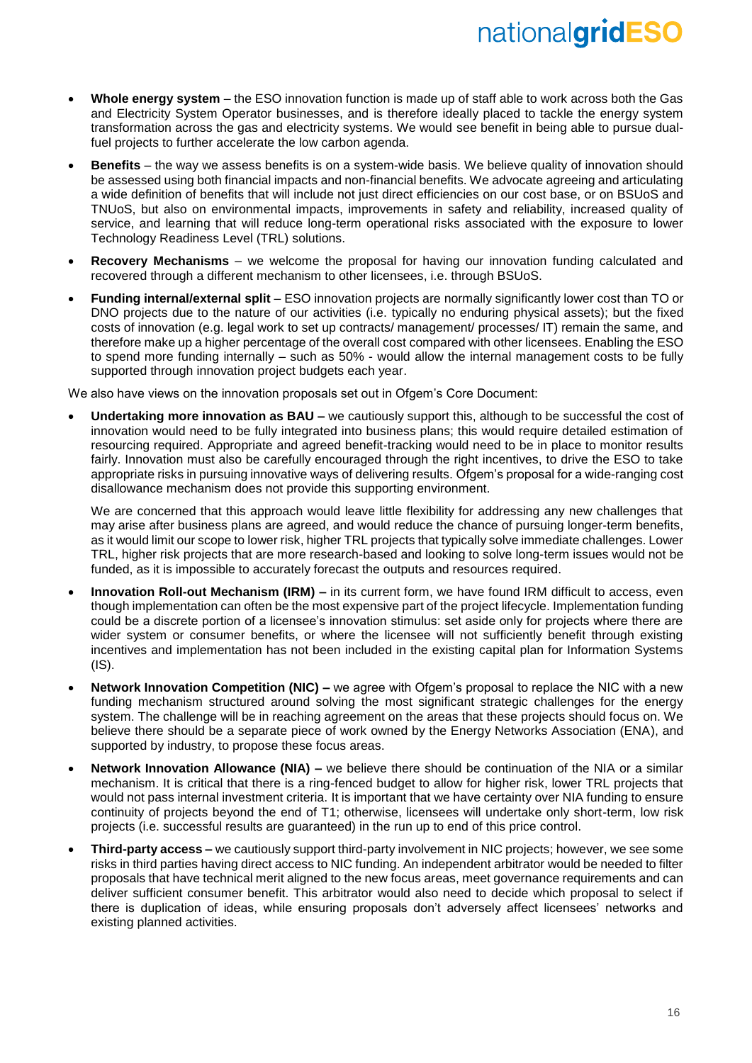- **Whole energy system** – the ESO innovation function is made up of staff able to work across both the Gas and Electricity System Operator businesses, and is therefore ideally placed to tackle the energy system transformation across the gas and electricity systems. We would see benefit in being able to pursue dual-fuel projects to further accelerate the low carbon agenda.
- **Benefits** – the way we assess benefits is on a system-wide basis. We believe quality of innovation should be assessed using both financial impacts and non-financial benefits. We advocate agreeing and articulating a wide definition of benefits that will include not just direct efficiencies on our cost base, or on BSUoS and TNUoS, but also on environmental impacts, improvements in safety and reliability, increased quality of service, and learning that will reduce long-term operational risks associated with the exposure to lower Technology Readiness Level (TRL) solutions.
- **Recovery Mechanisms** – we welcome the proposal for having our innovation funding calculated and recovered through a different mechanism to other licensees, i.e. through BSUoS.
- **Funding internal/external split** – ESO innovation projects are normally significantly lower cost than TO or DNO projects due to the nature of our activities (i.e. typically no enduring physical assets); but the fixed costs of innovation (e.g. legal work to set up contracts/ management/ processes/ IT) remain the same, and therefore make up a higher percentage of the overall cost compared with other licensees. Enabling the ESO to spend more funding internally – such as 50% - would allow the internal management costs to be fully supported through innovation project budgets each year.

We also have views on the innovation proposals set out in Ofgem's Core Document:

- **Undertaking more innovation as BAU –** we cautiously support this, although to be successful the cost of innovation would need to be fully integrated into business plans; this would require detailed estimation of resourcing required. Appropriate and agreed benefit-tracking would need to be in place to monitor results fairly. Innovation must also be carefully encouraged through the right incentives, to drive the ESO to take appropriate risks in pursuing innovative ways of delivering results. Ofgem's proposal for a wide-ranging cost disallowance mechanism does not provide this supporting environment.

  We are concerned that this approach would leave little flexibility for addressing any new challenges that may arise after business plans are agreed, and would reduce the chance of pursuing longer-term benefits, as it would limit our scope to lower risk, higher TRL projects that typically solve immediate challenges. Lower TRL, higher risk projects that are more research-based and looking to solve long-term issues would not be funded, as it is impossible to accurately forecast the outputs and resources required.
- **Innovation Roll-out Mechanism (IRM) –** in its current form, we have found IRM difficult to access, even though implementation can often be the most expensive part of the project lifecycle. Implementation funding could be a discrete portion of a licensee's innovation stimulus: set aside only for projects where there are wider system or consumer benefits, or where the licensee will not sufficiently benefit through existing incentives and implementation has not been included in the existing capital plan for Information Systems (IS).
- **Network Innovation Competition (NIC) –** we agree with Ofgem's proposal to replace the NIC with a new funding mechanism structured around solving the most significant strategic challenges for the energy system. The challenge will be in reaching agreement on the areas that these projects should focus on. We believe there should be a separate piece of work owned by the Energy Networks Association (ENA), and supported by industry, to propose these focus areas.
- **Network Innovation Allowance (NIA) –** we believe there should be continuation of the NIA or a similar mechanism. It is critical that there is a ring-fenced budget to allow for higher risk, lower TRL projects that would not pass internal investment criteria. It is important that we have certainty over NIA funding to ensure continuity of projects beyond the end of T1; otherwise, licensees will undertake only short-term, low risk projects (i.e. successful results are guaranteed) in the run up to end of this price control.
- **Third-party access –** we cautiously support third-party involvement in NIC projects; however, we see some risks in third parties having direct access to NIC funding. An independent arbitrator would be needed to filter proposals that have technical merit aligned to the new focus areas, meet governance requirements and can deliver sufficient consumer benefit. This arbitrator would also need to decide which proposal to select if there is duplication of ideas, while ensuring proposals don't adversely affect licensees' networks and existing planned activities.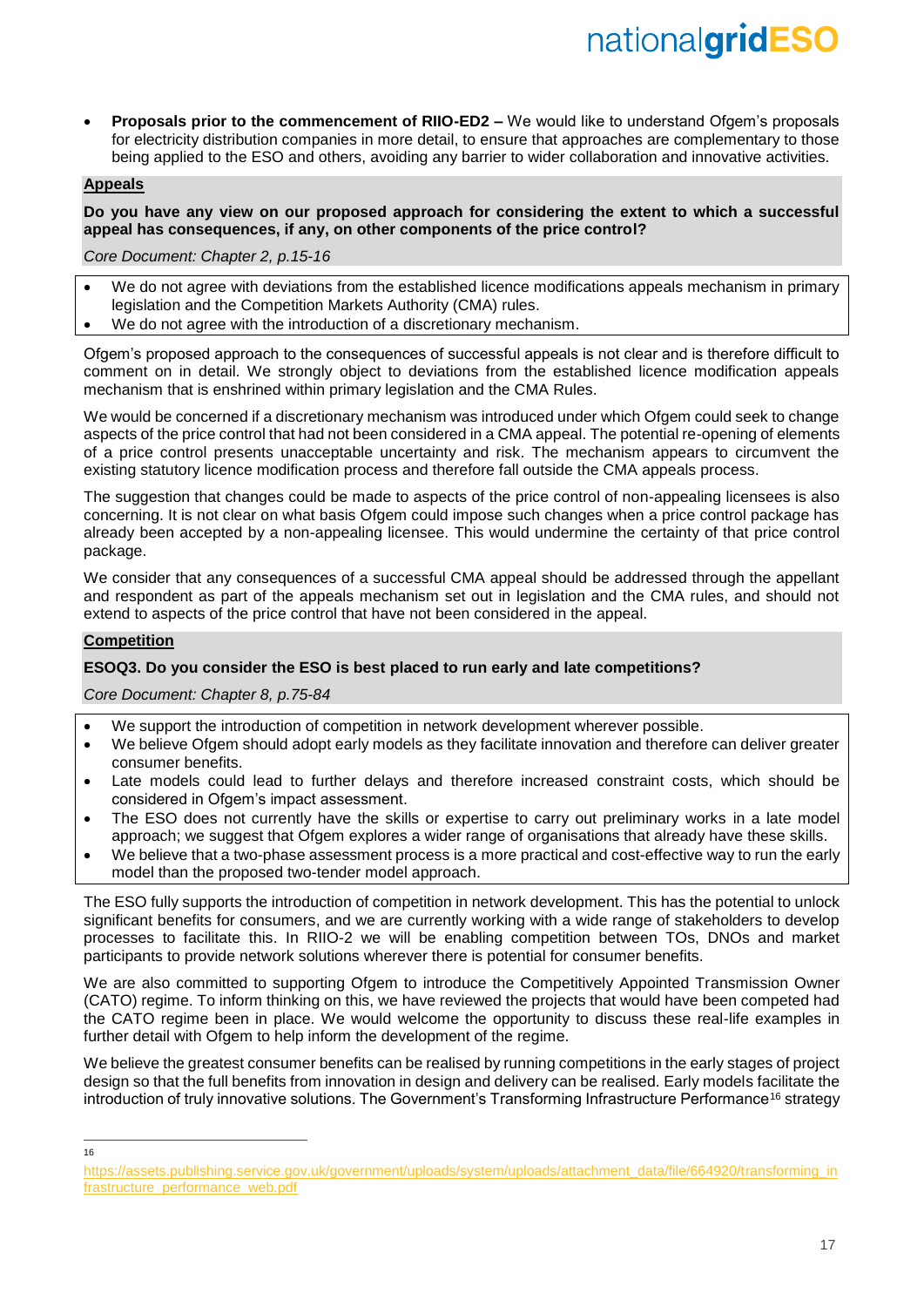- **Proposals prior to the commencement of RIIO-ED2 –** We would like to understand Ofgem's proposals for electricity distribution companies in more detail, to ensure that approaches are complementary to those being applied to the ESO and others, avoiding any barrier to wider collaboration and innovative activities.

## Appeals

**Do you have any view on our proposed approach for considering the extent to which a successful appeal has consequences, if any, on other components of the price control?**

*Core Document: Chapter 2, p.15-16*

- We do not agree with deviations from the established licence modifications appeals mechanism in primary legislation and the Competition Markets Authority (CMA) rules.
- We do not agree with the introduction of a discretionary mechanism.

Ofgem's proposed approach to the consequences of successful appeals is not clear and is therefore difficult to comment on in detail. We strongly object to deviations from the established licence modification appeals mechanism that is enshrined within primary legislation and the CMA Rules.

We would be concerned if a discretionary mechanism was introduced under which Ofgem could seek to change aspects of the price control that had not been considered in a CMA appeal. The potential re-opening of elements of a price control presents unacceptable uncertainty and risk. The mechanism appears to circumvent the existing statutory licence modification process and therefore fall outside the CMA appeals process.

The suggestion that changes could be made to aspects of the price control of non-appealing licensees is also concerning. It is not clear on what basis Ofgem could impose such changes when a price control package has already been accepted by a non-appealing licensee. This would undermine the certainty of that price control package.

We consider that any consequences of a successful CMA appeal should be addressed through the appellant and respondent as part of the appeals mechanism set out in legislation and the CMA rules, and should not extend to aspects of the price control that have not been considered in the appeal.

## Competition

**ESOQ3. Do you consider the ESO is best placed to run early and late competitions?**

*Core Document: Chapter 8, p.75-84*

- We support the introduction of competition in network development wherever possible.
- We believe Ofgem should adopt early models as they facilitate innovation and therefore can deliver greater consumer benefits.
- Late models could lead to further delays and therefore increased constraint costs, which should be considered in Ofgem's impact assessment.
- The ESO does not currently have the skills or expertise to carry out preliminary works in a late model approach; we suggest that Ofgem explores a wider range of organisations that already have these skills.
- We believe that a two-phase assessment process is a more practical and cost-effective way to run the early model than the proposed two-tender model approach.

The ESO fully supports the introduction of competition in network development. This has the potential to unlock significant benefits for consumers, and we are currently working with a wide range of stakeholders to develop processes to facilitate this. In RIIO-2 we will be enabling competition between TOs, DNOs and market participants to provide network solutions wherever there is potential for consumer benefits.

We are also committed to supporting Ofgem to introduce the Competitively Appointed Transmission Owner (CATO) regime. To inform thinking on this, we have reviewed the projects that would have been competed had the CATO regime been in place. We would welcome the opportunity to discuss these real-life examples in further detail with Ofgem to help inform the development of the regime.

We believe the greatest consumer benefits can be realised by running competitions in the early stages of project design so that the full benefits from innovation in design and delivery can be realised. Early models facilitate the introduction of truly innovative solutions. The Government's Transforming Infrastructure Performance[16] strategy

---

[16] https://assets.publishing.service.gov.uk/government/uploads/system/uploads/attachment_data/file/664920/transforming_infrastructure_performance_web.pdf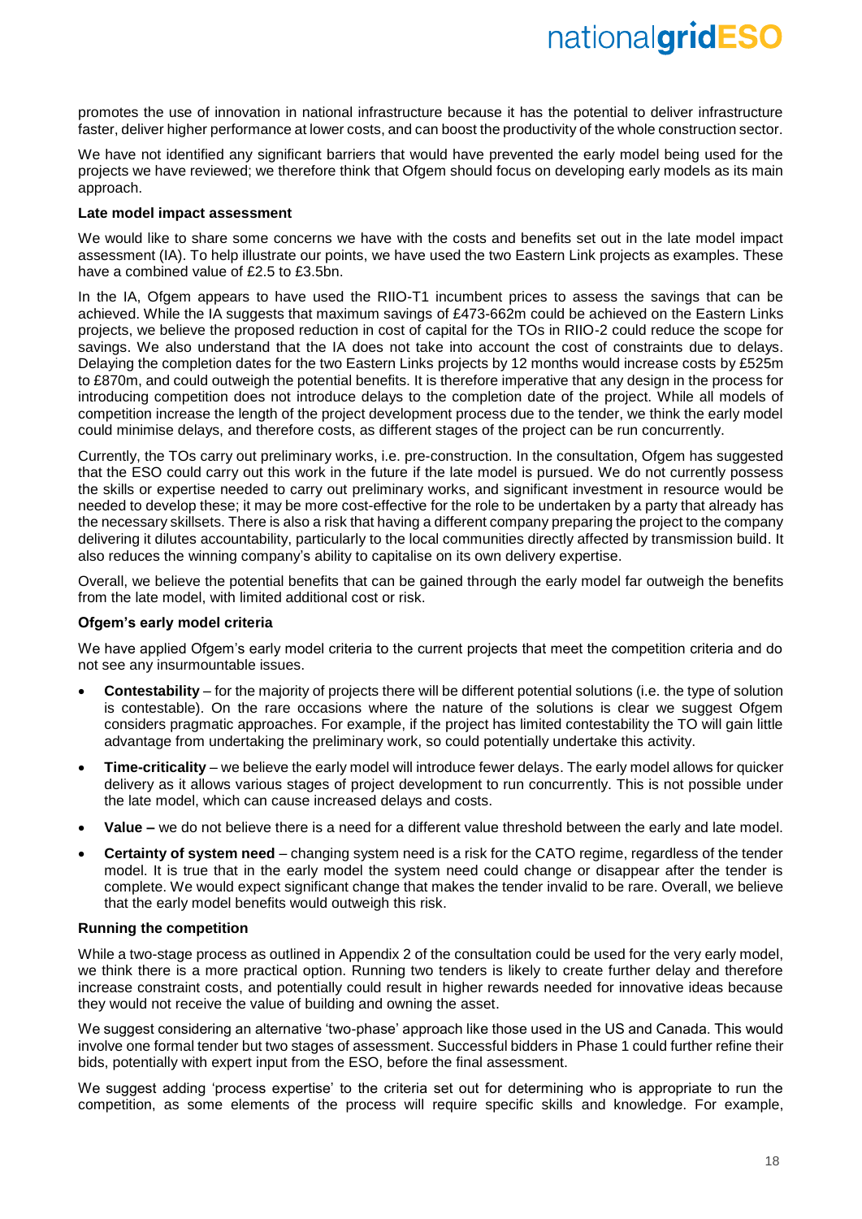promotes the use of innovation in national infrastructure because it has the potential to deliver infrastructure faster, deliver higher performance at lower costs, and can boost the productivity of the whole construction sector.

We have not identified any significant barriers that would have prevented the early model being used for the projects we have reviewed; we therefore think that Ofgem should focus on developing early models as its main approach.

**Late model impact assessment**

We would like to share some concerns we have with the costs and benefits set out in the late model impact assessment (IA). To help illustrate our points, we have used the two Eastern Link projects as examples. These have a combined value of £2.5 to £3.5bn.

In the IA, Ofgem appears to have used the RIIO-T1 incumbent prices to assess the savings that can be achieved. While the IA suggests that maximum savings of £473-662m could be achieved on the Eastern Links projects, we believe the proposed reduction in cost of capital for the TOs in RIIO-2 could reduce the scope for savings. We also understand that the IA does not take into account the cost of constraints due to delays. Delaying the completion dates for the two Eastern Links projects by 12 months would increase costs by £525m to £870m, and could outweigh the potential benefits. It is therefore imperative that any design in the process for introducing competition does not introduce delays to the completion date of the project. While all models of competition increase the length of the project development process due to the tender, we think the early model could minimise delays, and therefore costs, as different stages of the project can be run concurrently.

Currently, the TOs carry out preliminary works, i.e. pre-construction. In the consultation, Ofgem has suggested that the ESO could carry out this work in the future if the late model is pursued. We do not currently possess the skills or expertise needed to carry out preliminary works, and significant investment in resource would be needed to develop these; it may be more cost-effective for the role to be undertaken by a party that already has the necessary skillsets. There is also a risk that having a different company preparing the project to the company delivering it dilutes accountability, particularly to the local communities directly affected by transmission build. It also reduces the winning company's ability to capitalise on its own delivery expertise.

Overall, we believe the potential benefits that can be gained through the early model far outweigh the benefits from the late model, with limited additional cost or risk.

**Ofgem's early model criteria**

We have applied Ofgem's early model criteria to the current projects that meet the competition criteria and do not see any insurmountable issues.

- **Contestability** – for the majority of projects there will be different potential solutions (i.e. the type of solution is contestable). On the rare occasions where the nature of the solutions is clear we suggest Ofgem considers pragmatic approaches. For example, if the project has limited contestability the TO will gain little advantage from undertaking the preliminary work, so could potentially undertake this activity.
- **Time-criticality** – we believe the early model will introduce fewer delays. The early model allows for quicker delivery as it allows various stages of project development to run concurrently. This is not possible under the late model, which can cause increased delays and costs.
- **Value –** we do not believe there is a need for a different value threshold between the early and late model.
- **Certainty of system need** – changing system need is a risk for the CATO regime, regardless of the tender model. It is true that in the early model the system need could change or disappear after the tender is complete. We would expect significant change that makes the tender invalid to be rare. Overall, we believe that the early model benefits would outweigh this risk.

**Running the competition**

While a two-stage process as outlined in Appendix 2 of the consultation could be used for the very early model, we think there is a more practical option. Running two tenders is likely to create further delay and therefore increase constraint costs, and potentially could result in higher rewards needed for innovative ideas because they would not receive the value of building and owning the asset.

We suggest considering an alternative 'two-phase' approach like those used in the US and Canada. This would involve one formal tender but two stages of assessment. Successful bidders in Phase 1 could further refine their bids, potentially with expert input from the ESO, before the final assessment.

We suggest adding 'process expertise' to the criteria set out for determining who is appropriate to run the competition, as some elements of the process will require specific skills and knowledge. For example,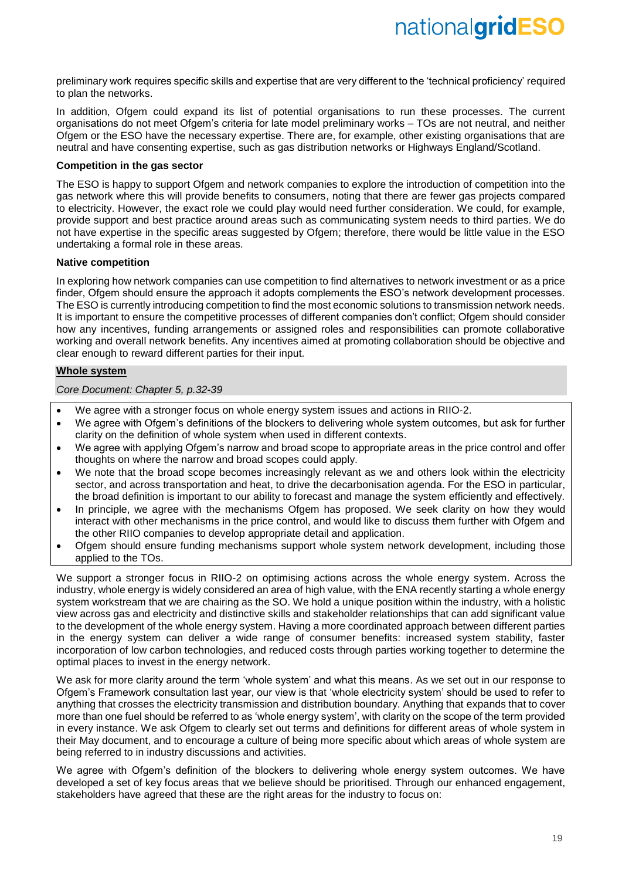preliminary work requires specific skills and expertise that are very different to the 'technical proficiency' required to plan the networks.

In addition, Ofgem could expand its list of potential organisations to run these processes. The current organisations do not meet Ofgem's criteria for late model preliminary works – TOs are not neutral, and neither Ofgem or the ESO have the necessary expertise. There are, for example, other existing organisations that are neutral and have consenting expertise, such as gas distribution networks or Highways England/Scotland.

**Competition in the gas sector**

The ESO is happy to support Ofgem and network companies to explore the introduction of competition into the gas network where this will provide benefits to consumers, noting that there are fewer gas projects compared to electricity. However, the exact role we could play would need further consideration. We could, for example, provide support and best practice around areas such as communicating system needs to third parties. We do not have expertise in the specific areas suggested by Ofgem; therefore, there would be little value in the ESO undertaking a formal role in these areas.

**Native competition**

In exploring how network companies can use competition to find alternatives to network investment or as a price finder, Ofgem should ensure the approach it adopts complements the ESO's network development processes. The ESO is currently introducing competition to find the most economic solutions to transmission network needs. It is important to ensure the competitive processes of different companies don't conflict; Ofgem should consider how any incentives, funding arrangements or assigned roles and responsibilities can promote collaborative working and overall network benefits. Any incentives aimed at promoting collaboration should be objective and clear enough to reward different parties for their input.

## Whole system

*Core Document: Chapter 5, p.32-39*

- We agree with a stronger focus on whole energy system issues and actions in RIIO-2.
- We agree with Ofgem's definitions of the blockers to delivering whole system outcomes, but ask for further clarity on the definition of whole system when used in different contexts.
- We agree with applying Ofgem's narrow and broad scope to appropriate areas in the price control and offer thoughts on where the narrow and broad scopes could apply.
- We note that the broad scope becomes increasingly relevant as we and others look within the electricity sector, and across transportation and heat, to drive the decarbonisation agenda. For the ESO in particular, the broad definition is important to our ability to forecast and manage the system efficiently and effectively.
- In principle, we agree with the mechanisms Ofgem has proposed. We seek clarity on how they would interact with other mechanisms in the price control, and would like to discuss them further with Ofgem and the other RIIO companies to develop appropriate detail and application.
- Ofgem should ensure funding mechanisms support whole system network development, including those applied to the TOs.

We support a stronger focus in RIIO-2 on optimising actions across the whole energy system. Across the industry, whole energy is widely considered an area of high value, with the ENA recently starting a whole energy system workstream that we are chairing as the SO. We hold a unique position within the industry, with a holistic view across gas and electricity and distinctive skills and stakeholder relationships that can add significant value to the development of the whole energy system. Having a more coordinated approach between different parties in the energy system can deliver a wide range of consumer benefits: increased system stability, faster incorporation of low carbon technologies, and reduced costs through parties working together to determine the optimal places to invest in the energy network.

We ask for more clarity around the term 'whole system' and what this means. As we set out in our response to Ofgem's Framework consultation last year, our view is that 'whole electricity system' should be used to refer to anything that crosses the electricity transmission and distribution boundary. Anything that expands that to cover more than one fuel should be referred to as 'whole energy system', with clarity on the scope of the term provided in every instance. We ask Ofgem to clearly set out terms and definitions for different areas of whole system in their May document, and to encourage a culture of being more specific about which areas of whole system are being referred to in industry discussions and activities.

We agree with Ofgem's definition of the blockers to delivering whole energy system outcomes. We have developed a set of key focus areas that we believe should be prioritised. Through our enhanced engagement, stakeholders have agreed that these are the right areas for the industry to focus on: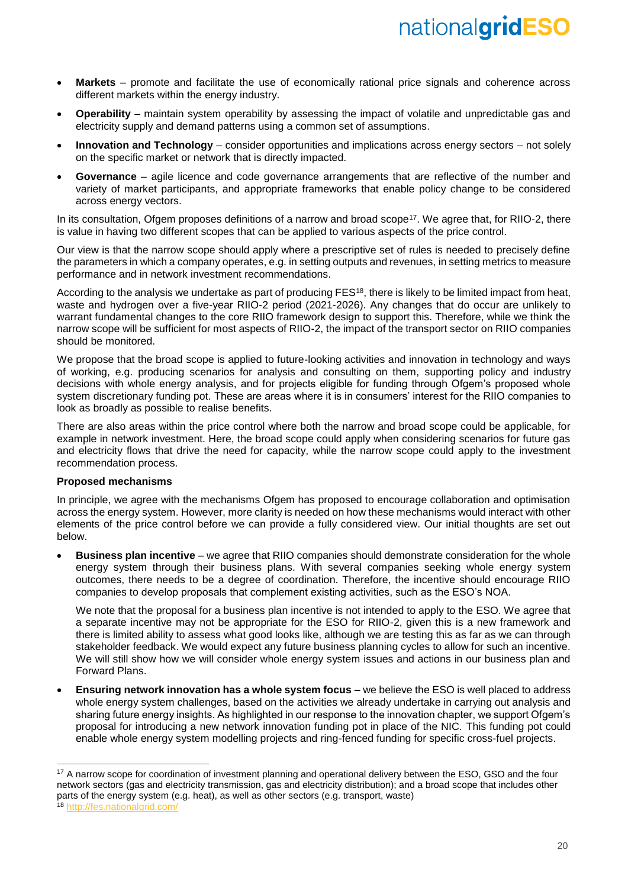- **Markets** – promote and facilitate the use of economically rational price signals and coherence across different markets within the energy industry.
- **Operability** – maintain system operability by assessing the impact of volatile and unpredictable gas and electricity supply and demand patterns using a common set of assumptions.
- **Innovation and Technology** – consider opportunities and implications across energy sectors – not solely on the specific market or network that is directly impacted.
- **Governance** – agile licence and code governance arrangements that are reflective of the number and variety of market participants, and appropriate frameworks that enable policy change to be considered across energy vectors.

In its consultation, Ofgem proposes definitions of a narrow and broad scope[17]. We agree that, for RIIO-2, there is value in having two different scopes that can be applied to various aspects of the price control.

Our view is that the narrow scope should apply where a prescriptive set of rules is needed to precisely define the parameters in which a company operates, e.g. in setting outputs and revenues, in setting metrics to measure performance and in network investment recommendations.

According to the analysis we undertake as part of producing FES[18], there is likely to be limited impact from heat, waste and hydrogen over a five-year RIIO-2 period (2021-2026). Any changes that do occur are unlikely to warrant fundamental changes to the core RIIO framework design to support this. Therefore, while we think the narrow scope will be sufficient for most aspects of RIIO-2, the impact of the transport sector on RIIO companies should be monitored.

We propose that the broad scope is applied to future-looking activities and innovation in technology and ways of working, e.g. producing scenarios for analysis and consulting on them, supporting policy and industry decisions with whole energy analysis, and for projects eligible for funding through Ofgem's proposed whole system discretionary funding pot. These are areas where it is in consumers' interest for the RIIO companies to look as broadly as possible to realise benefits.

There are also areas within the price control where both the narrow and broad scope could be applicable, for example in network investment. Here, the broad scope could apply when considering scenarios for future gas and electricity flows that drive the need for capacity, while the narrow scope could apply to the investment recommendation process.

**Proposed mechanisms**

In principle, we agree with the mechanisms Ofgem has proposed to encourage collaboration and optimisation across the energy system. However, more clarity is needed on how these mechanisms would interact with other elements of the price control before we can provide a fully considered view. Our initial thoughts are set out below.

- **Business plan incentive** – we agree that RIIO companies should demonstrate consideration for the whole energy system through their business plans. With several companies seeking whole energy system outcomes, there needs to be a degree of coordination. Therefore, the incentive should encourage RIIO companies to develop proposals that complement existing activities, such as the ESO's NOA.

  We note that the proposal for a business plan incentive is not intended to apply to the ESO. We agree that a separate incentive may not be appropriate for the ESO for RIIO-2, given this is a new framework and there is limited ability to assess what good looks like, although we are testing this as far as we can through stakeholder feedback. We would expect any future business planning cycles to allow for such an incentive. We will still show how we will consider whole energy system issues and actions in our business plan and Forward Plans.

- **Ensuring network innovation has a whole system focus** – we believe the ESO is well placed to address whole energy system challenges, based on the activities we already undertake in carrying out analysis and sharing future energy insights. As highlighted in our response to the innovation chapter, we support Ofgem's proposal for introducing a new network innovation funding pot in place of the NIC. This funding pot could enable whole energy system modelling projects and ring-fenced funding for specific cross-fuel projects.

[17] A narrow scope for coordination of investment planning and operational delivery between the ESO, GSO and the four network sectors (gas and electricity transmission, gas and electricity distribution); and a broad scope that includes other parts of the energy system (e.g. heat), as well as other sectors (e.g. transport, waste)

[18] http://fes.nationalgrid.com/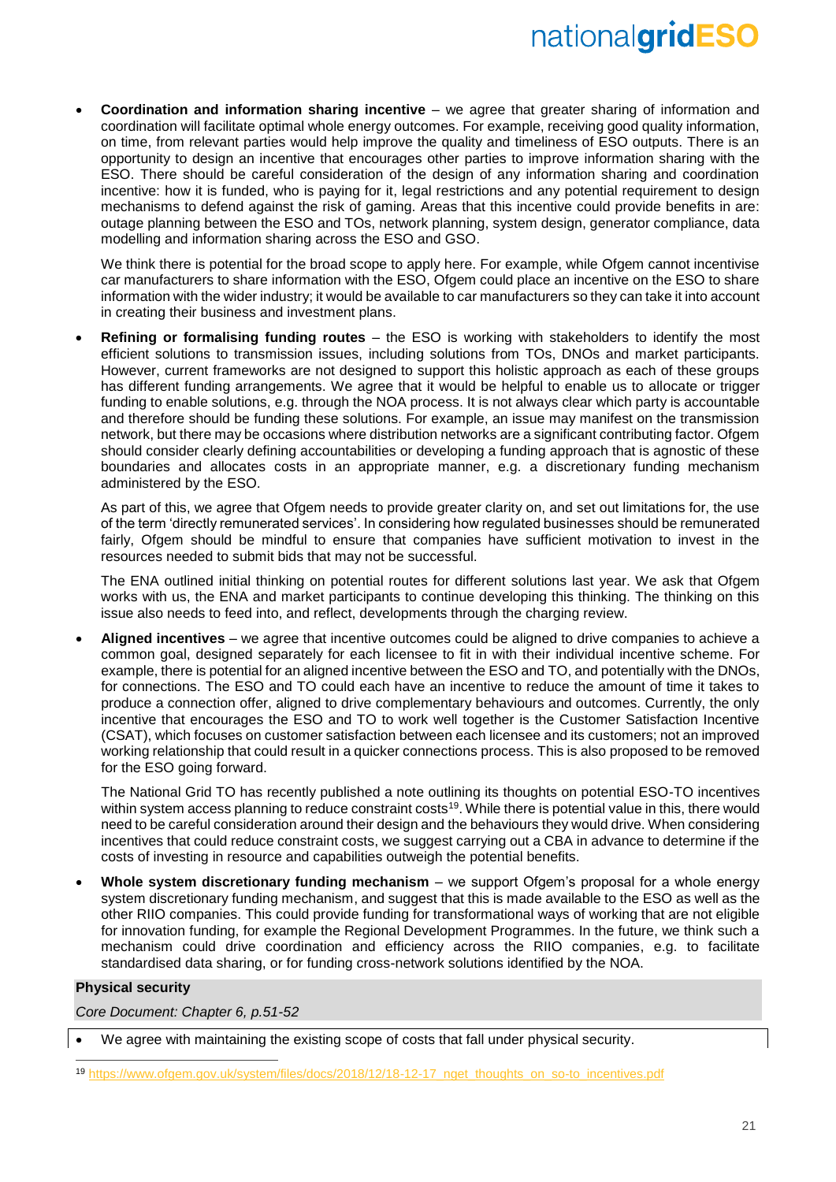- **Coordination and information sharing incentive** – we agree that greater sharing of information and coordination will facilitate optimal whole energy outcomes. For example, receiving good quality information, on time, from relevant parties would help improve the quality and timeliness of ESO outputs. There is an opportunity to design an incentive that encourages other parties to improve information sharing with the ESO. There should be careful consideration of the design of any information sharing and coordination incentive: how it is funded, who is paying for it, legal restrictions and any potential requirement to design mechanisms to defend against the risk of gaming. Areas that this incentive could provide benefits in are: outage planning between the ESO and TOs, network planning, system design, generator compliance, data modelling and information sharing across the ESO and GSO.

  We think there is potential for the broad scope to apply here. For example, while Ofgem cannot incentivise car manufacturers to share information with the ESO, Ofgem could place an incentive on the ESO to share information with the wider industry; it would be available to car manufacturers so they can take it into account in creating their business and investment plans.

- **Refining or formalising funding routes** – the ESO is working with stakeholders to identify the most efficient solutions to transmission issues, including solutions from TOs, DNOs and market participants. However, current frameworks are not designed to support this holistic approach as each of these groups has different funding arrangements. We agree that it would be helpful to enable us to allocate or trigger funding to enable solutions, e.g. through the NOA process. It is not always clear which party is accountable and therefore should be funding these solutions. For example, an issue may manifest on the transmission network, but there may be occasions where distribution networks are a significant contributing factor. Ofgem should consider clearly defining accountabilities or developing a funding approach that is agnostic of these boundaries and allocates costs in an appropriate manner, e.g. a discretionary funding mechanism administered by the ESO.

  As part of this, we agree that Ofgem needs to provide greater clarity on, and set out limitations for, the use of the term 'directly remunerated services'. In considering how regulated businesses should be remunerated fairly, Ofgem should be mindful to ensure that companies have sufficient motivation to invest in the resources needed to submit bids that may not be successful.

  The ENA outlined initial thinking on potential routes for different solutions last year. We ask that Ofgem works with us, the ENA and market participants to continue developing this thinking. The thinking on this issue also needs to feed into, and reflect, developments through the charging review.

- **Aligned incentives** – we agree that incentive outcomes could be aligned to drive companies to achieve a common goal, designed separately for each licensee to fit in with their individual incentive scheme. For example, there is potential for an aligned incentive between the ESO and TO, and potentially with the DNOs, for connections. The ESO and TO could each have an incentive to reduce the amount of time it takes to produce a connection offer, aligned to drive complementary behaviours and outcomes. Currently, the only incentive that encourages the ESO and TO to work well together is the Customer Satisfaction Incentive (CSAT), which focuses on customer satisfaction between each licensee and its customers; not an improved working relationship that could result in a quicker connections process. This is also proposed to be removed for the ESO going forward.

  The National Grid TO has recently published a note outlining its thoughts on potential ESO-TO incentives within system access planning to reduce constraint costs[19]. While there is potential value in this, there would need to be careful consideration around their design and the behaviours they would drive. When considering incentives that could reduce constraint costs, we suggest carrying out a CBA in advance to determine if the costs of investing in resource and capabilities outweigh the potential benefits.

- **Whole system discretionary funding mechanism** – we support Ofgem's proposal for a whole energy system discretionary funding mechanism, and suggest that this is made available to the ESO as well as the other RIIO companies. This could provide funding for transformational ways of working that are not eligible for innovation funding, for example the Regional Development Programmes. In the future, we think such a mechanism could drive coordination and efficiency across the RIIO companies, e.g. to facilitate standardised data sharing, or for funding cross-network solutions identified by the NOA.

**Physical security**

*Core Document: Chapter 6, p.51-52*

- We agree with maintaining the existing scope of costs that fall under physical security.

[19] https://www.ofgem.gov.uk/system/files/docs/2018/12/18-12-17_nget_thoughts_on_so-to_incentives.pdf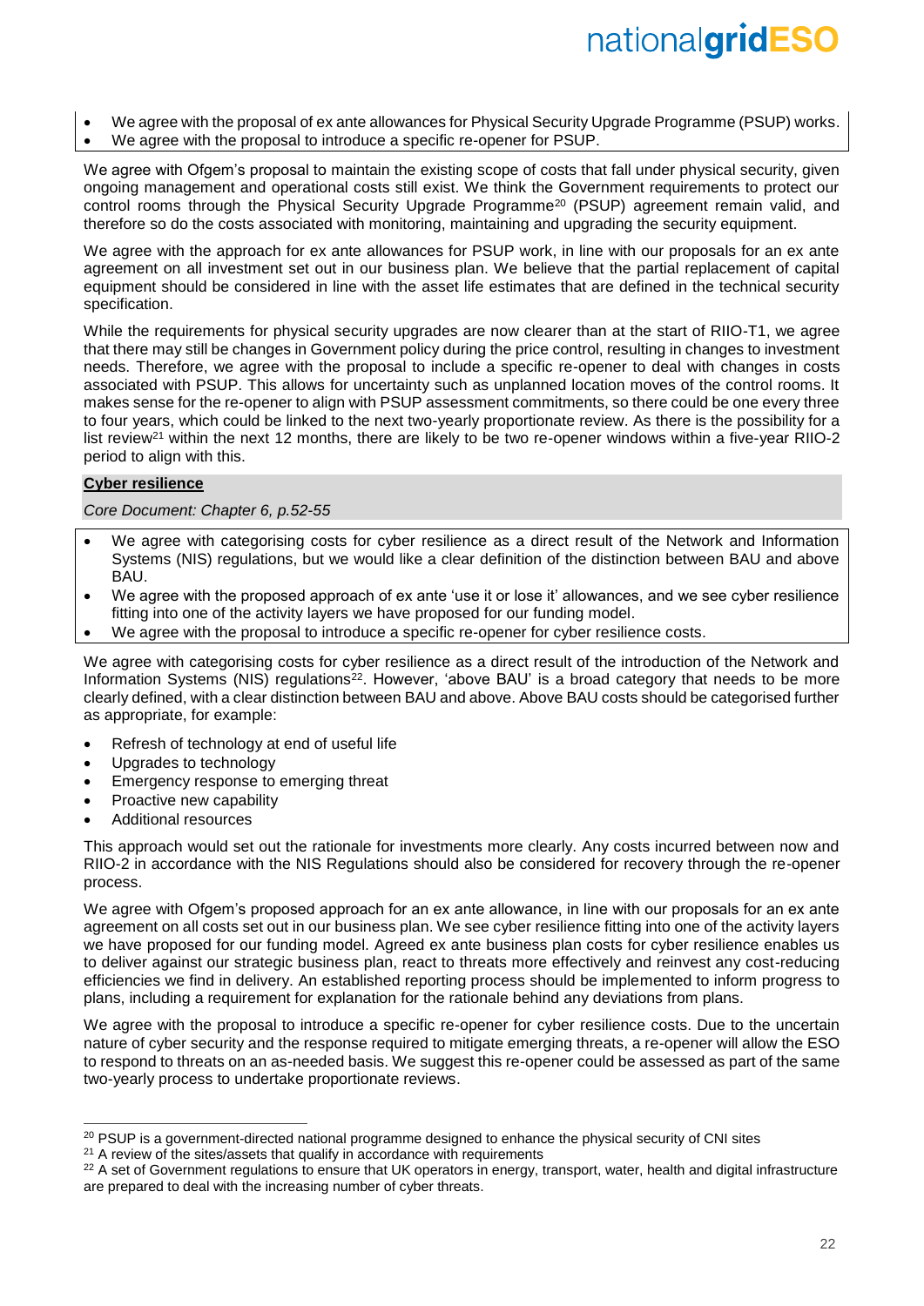- We agree with the proposal of ex ante allowances for Physical Security Upgrade Programme (PSUP) works.
- We agree with the proposal to introduce a specific re-opener for PSUP.

We agree with Ofgem's proposal to maintain the existing scope of costs that fall under physical security, given ongoing management and operational costs still exist. We think the Government requirements to protect our control rooms through the Physical Security Upgrade Programme[20] (PSUP) agreement remain valid, and therefore so do the costs associated with monitoring, maintaining and upgrading the security equipment.

We agree with the approach for ex ante allowances for PSUP work, in line with our proposals for an ex ante agreement on all investment set out in our business plan. We believe that the partial replacement of capital equipment should be considered in line with the asset life estimates that are defined in the technical security specification.

While the requirements for physical security upgrades are now clearer than at the start of RIIO-T1, we agree that there may still be changes in Government policy during the price control, resulting in changes to investment needs. Therefore, we agree with the proposal to include a specific re-opener to deal with changes in costs associated with PSUP. This allows for uncertainty such as unplanned location moves of the control rooms. It makes sense for the re-opener to align with PSUP assessment commitments, so there could be one every three to four years, which could be linked to the next two-yearly proportionate review. As there is the possibility for a list review[21] within the next 12 months, there are likely to be two re-opener windows within a five-year RIIO-2 period to align with this.

### Cyber resilience

*Core Document: Chapter 6, p.52-55*

- We agree with categorising costs for cyber resilience as a direct result of the Network and Information Systems (NIS) regulations, but we would like a clear definition of the distinction between BAU and above BAU.
- We agree with the proposed approach of ex ante 'use it or lose it' allowances, and we see cyber resilience fitting into one of the activity layers we have proposed for our funding model.
- We agree with the proposal to introduce a specific re-opener for cyber resilience costs.

We agree with categorising costs for cyber resilience as a direct result of the introduction of the Network and Information Systems (NIS) regulations[22]. However, 'above BAU' is a broad category that needs to be more clearly defined, with a clear distinction between BAU and above. Above BAU costs should be categorised further as appropriate, for example:

- Refresh of technology at end of useful life
- Upgrades to technology
- Emergency response to emerging threat
- Proactive new capability
- Additional resources

This approach would set out the rationale for investments more clearly. Any costs incurred between now and RIIO-2 in accordance with the NIS Regulations should also be considered for recovery through the re-opener process.

We agree with Ofgem's proposed approach for an ex ante allowance, in line with our proposals for an ex ante agreement on all costs set out in our business plan. We see cyber resilience fitting into one of the activity layers we have proposed for our funding model. Agreed ex ante business plan costs for cyber resilience enables us to deliver against our strategic business plan, react to threats more effectively and reinvest any cost-reducing efficiencies we find in delivery. An established reporting process should be implemented to inform progress to plans, including a requirement for explanation for the rationale behind any deviations from plans.

We agree with the proposal to introduce a specific re-opener for cyber resilience costs. Due to the uncertain nature of cyber security and the response required to mitigate emerging threats, a re-opener will allow the ESO to respond to threats on an as-needed basis. We suggest this re-opener could be assessed as part of the same two-yearly process to undertake proportionate reviews.

---

[20] PSUP is a government-directed national programme designed to enhance the physical security of CNI sites

[21] A review of the sites/assets that qualify in accordance with requirements

[22] A set of Government regulations to ensure that UK operators in energy, transport, water, health and digital infrastructure are prepared to deal with the increasing number of cyber threats.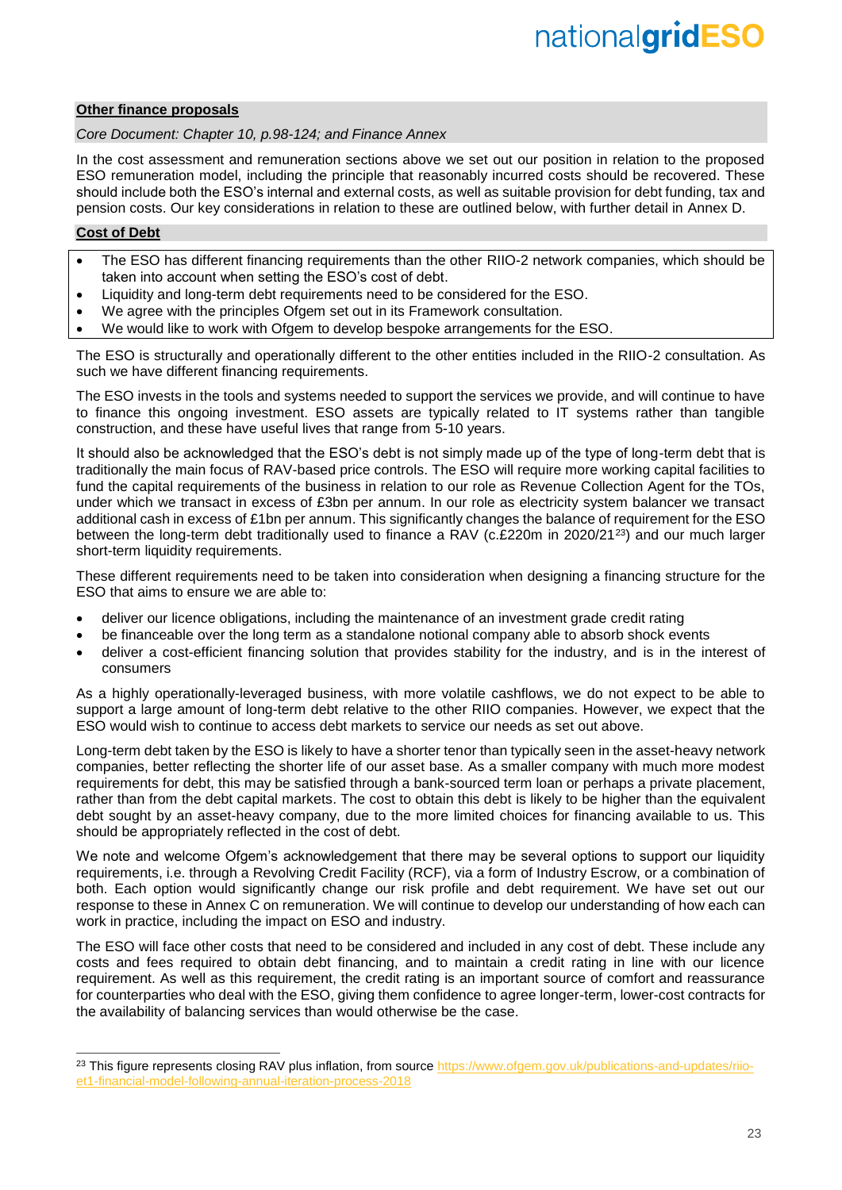## Other finance proposals

*Core Document: Chapter 10, p.98-124; and Finance Annex*

In the cost assessment and remuneration sections above we set out our position in relation to the proposed ESO remuneration model, including the principle that reasonably incurred costs should be recovered. These should include both the ESO's internal and external costs, as well as suitable provision for debt funding, tax and pension costs. Our key considerations in relation to these are outlined below, with further detail in Annex D.

### Cost of Debt

- The ESO has different financing requirements than the other RIIO-2 network companies, which should be taken into account when setting the ESO's cost of debt.
- Liquidity and long-term debt requirements need to be considered for the ESO.
- We agree with the principles Ofgem set out in its Framework consultation.
- We would like to work with Ofgem to develop bespoke arrangements for the ESO.

The ESO is structurally and operationally different to the other entities included in the RIIO-2 consultation. As such we have different financing requirements.

The ESO invests in the tools and systems needed to support the services we provide, and will continue to have to finance this ongoing investment. ESO assets are typically related to IT systems rather than tangible construction, and these have useful lives that range from 5-10 years.

It should also be acknowledged that the ESO's debt is not simply made up of the type of long-term debt that is traditionally the main focus of RAV-based price controls. The ESO will require more working capital facilities to fund the capital requirements of the business in relation to our role as Revenue Collection Agent for the TOs, under which we transact in excess of £3bn per annum. In our role as electricity system balancer we transact additional cash in excess of £1bn per annum. This significantly changes the balance of requirement for the ESO between the long-term debt traditionally used to finance a RAV (c.£220m in 2020/21[23]) and our much larger short-term liquidity requirements.

These different requirements need to be taken into consideration when designing a financing structure for the ESO that aims to ensure we are able to:

- deliver our licence obligations, including the maintenance of an investment grade credit rating
- be financeable over the long term as a standalone notional company able to absorb shock events
- deliver a cost-efficient financing solution that provides stability for the industry, and is in the interest of consumers

As a highly operationally-leveraged business, with more volatile cashflows, we do not expect to be able to support a large amount of long-term debt relative to the other RIIO companies. However, we expect that the ESO would wish to continue to access debt markets to service our needs as set out above.

Long-term debt taken by the ESO is likely to have a shorter tenor than typically seen in the asset-heavy network companies, better reflecting the shorter life of our asset base. As a smaller company with much more modest requirements for debt, this may be satisfied through a bank-sourced term loan or perhaps a private placement, rather than from the debt capital markets. The cost to obtain this debt is likely to be higher than the equivalent debt sought by an asset-heavy company, due to the more limited choices for financing available to us. This should be appropriately reflected in the cost of debt.

We note and welcome Ofgem's acknowledgement that there may be several options to support our liquidity requirements, i.e. through a Revolving Credit Facility (RCF), via a form of Industry Escrow, or a combination of both. Each option would significantly change our risk profile and debt requirement. We have set out our response to these in Annex C on remuneration. We will continue to develop our understanding of how each can work in practice, including the impact on ESO and industry.

The ESO will face other costs that need to be considered and included in any cost of debt. These include any costs and fees required to obtain debt financing, and to maintain a credit rating in line with our licence requirement. As well as this requirement, the credit rating is an important source of comfort and reassurance for counterparties who deal with the ESO, giving them confidence to agree longer-term, lower-cost contracts for the availability of balancing services than would otherwise be the case.

[23] This figure represents closing RAV plus inflation, from source https://www.ofgem.gov.uk/publications-and-updates/riio-et1-financial-model-following-annual-iteration-process-2018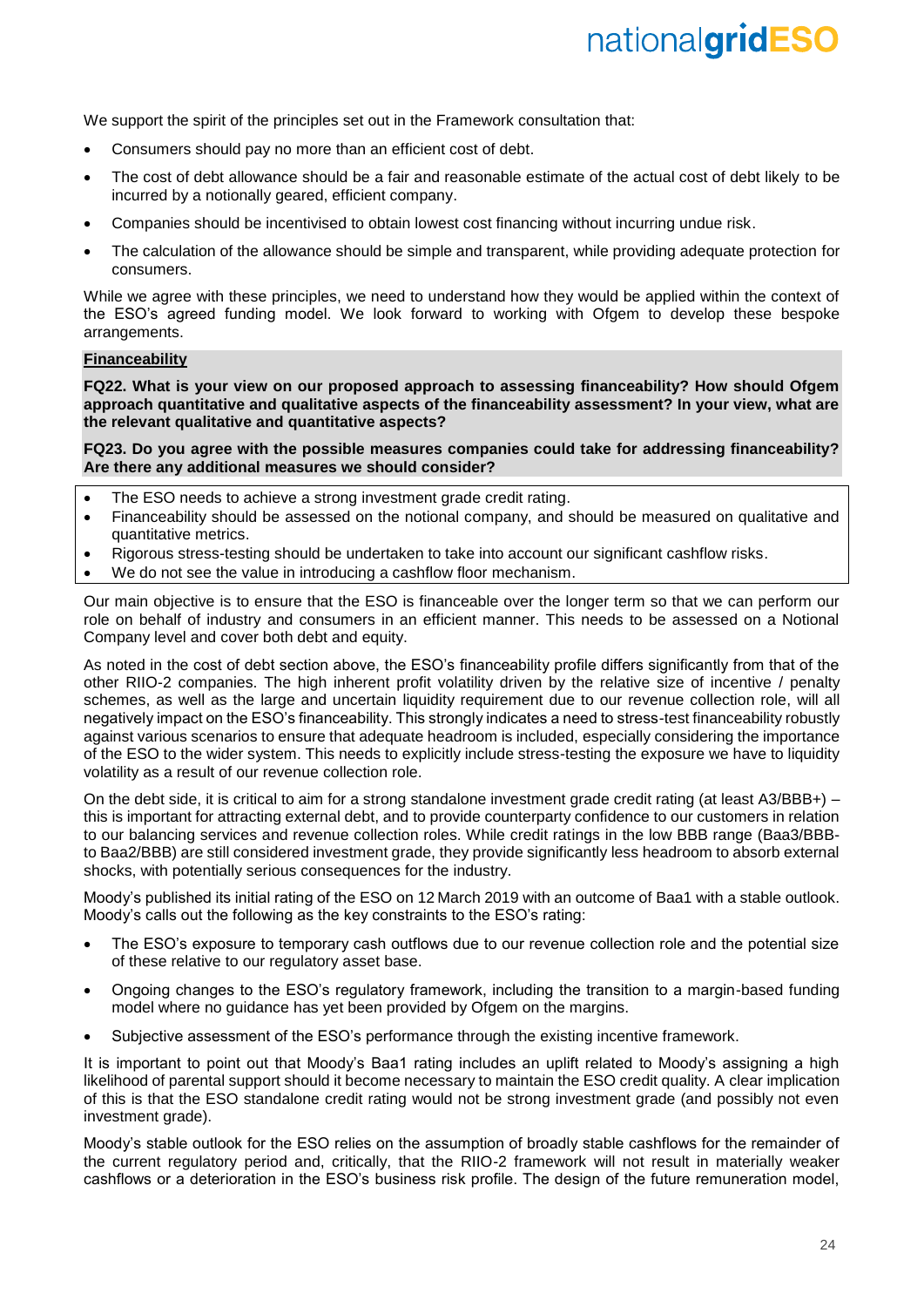We support the spirit of the principles set out in the Framework consultation that:

- Consumers should pay no more than an efficient cost of debt.
- The cost of debt allowance should be a fair and reasonable estimate of the actual cost of debt likely to be incurred by a notionally geared, efficient company.
- Companies should be incentivised to obtain lowest cost financing without incurring undue risk.
- The calculation of the allowance should be simple and transparent, while providing adequate protection for consumers.

While we agree with these principles, we need to understand how they would be applied within the context of the ESO's agreed funding model. We look forward to working with Ofgem to develop these bespoke arrangements.

**Financeability**

**FQ22. What is your view on our proposed approach to assessing financeability? How should Ofgem approach quantitative and qualitative aspects of the financeability assessment? In your view, what are the relevant qualitative and quantitative aspects?**

**FQ23. Do you agree with the possible measures companies could take for addressing financeability? Are there any additional measures we should consider?**

- The ESO needs to achieve a strong investment grade credit rating.
- Financeability should be assessed on the notional company, and should be measured on qualitative and quantitative metrics.
- Rigorous stress-testing should be undertaken to take into account our significant cashflow risks.
- We do not see the value in introducing a cashflow floor mechanism.

Our main objective is to ensure that the ESO is financeable over the longer term so that we can perform our role on behalf of industry and consumers in an efficient manner. This needs to be assessed on a Notional Company level and cover both debt and equity.

As noted in the cost of debt section above, the ESO's financeability profile differs significantly from that of the other RIIO-2 companies. The high inherent profit volatility driven by the relative size of incentive / penalty schemes, as well as the large and uncertain liquidity requirement due to our revenue collection role, will all negatively impact on the ESO's financeability. This strongly indicates a need to stress-test financeability robustly against various scenarios to ensure that adequate headroom is included, especially considering the importance of the ESO to the wider system. This needs to explicitly include stress-testing the exposure we have to liquidity volatility as a result of our revenue collection role.

On the debt side, it is critical to aim for a strong standalone investment grade credit rating (at least A3/BBB+) – this is important for attracting external debt, and to provide counterparty confidence to our customers in relation to our balancing services and revenue collection roles. While credit ratings in the low BBB range (Baa3/BBB- to Baa2/BBB) are still considered investment grade, they provide significantly less headroom to absorb external shocks, with potentially serious consequences for the industry.

Moody's published its initial rating of the ESO on 12 March 2019 with an outcome of Baa1 with a stable outlook. Moody's calls out the following as the key constraints to the ESO's rating:

- The ESO's exposure to temporary cash outflows due to our revenue collection role and the potential size of these relative to our regulatory asset base.
- Ongoing changes to the ESO's regulatory framework, including the transition to a margin-based funding model where no guidance has yet been provided by Ofgem on the margins.
- Subjective assessment of the ESO's performance through the existing incentive framework.

It is important to point out that Moody's Baa1 rating includes an uplift related to Moody's assigning a high likelihood of parental support should it become necessary to maintain the ESO credit quality. A clear implication of this is that the ESO standalone credit rating would not be strong investment grade (and possibly not even investment grade).

Moody's stable outlook for the ESO relies on the assumption of broadly stable cashflows for the remainder of the current regulatory period and, critically, that the RIIO-2 framework will not result in materially weaker cashflows or a deterioration in the ESO's business risk profile. The design of the future remuneration model,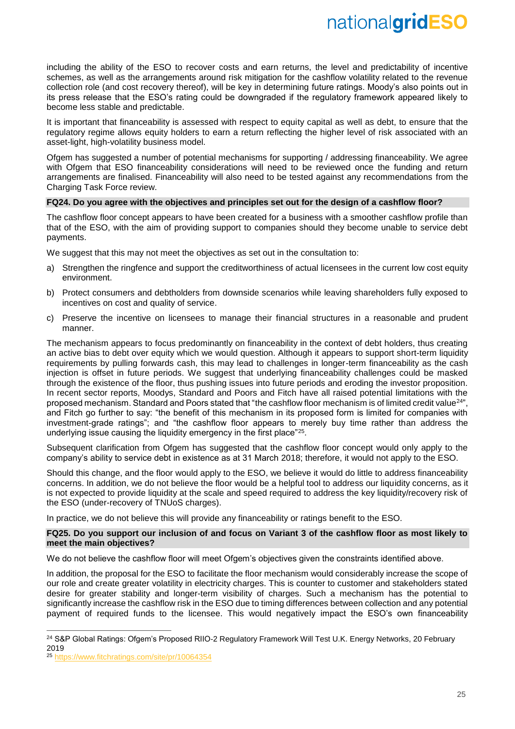including the ability of the ESO to recover costs and earn returns, the level and predictability of incentive schemes, as well as the arrangements around risk mitigation for the cashflow volatility related to the revenue collection role (and cost recovery thereof), will be key in determining future ratings. Moody's also points out in its press release that the ESO's rating could be downgraded if the regulatory framework appeared likely to become less stable and predictable.

It is important that financeability is assessed with respect to equity capital as well as debt, to ensure that the regulatory regime allows equity holders to earn a return reflecting the higher level of risk associated with an asset-light, high-volatility business model.

Ofgem has suggested a number of potential mechanisms for supporting / addressing financeability. We agree with Ofgem that ESO financeability considerations will need to be reviewed once the funding and return arrangements are finalised. Financeability will also need to be tested against any recommendations from the Charging Task Force review.

**FQ24. Do you agree with the objectives and principles set out for the design of a cashflow floor?**

The cashflow floor concept appears to have been created for a business with a smoother cashflow profile than that of the ESO, with the aim of providing support to companies should they become unable to service debt payments.

We suggest that this may not meet the objectives as set out in the consultation to:

a) Strengthen the ringfence and support the creditworthiness of actual licensees in the current low cost equity environment.
b) Protect consumers and debtholders from downside scenarios while leaving shareholders fully exposed to incentives on cost and quality of service.
c) Preserve the incentive on licensees to manage their financial structures in a reasonable and prudent manner.

The mechanism appears to focus predominantly on financeability in the context of debt holders, thus creating an active bias to debt over equity which we would question. Although it appears to support short-term liquidity requirements by pulling forwards cash, this may lead to challenges in longer-term financeability as the cash injection is offset in future periods. We suggest that underlying financeability challenges could be masked through the existence of the floor, thus pushing issues into future periods and eroding the investor proposition. In recent sector reports, Moodys, Standard and Poors and Fitch have all raised potential limitations with the proposed mechanism. Standard and Poors stated that "the cashflow floor mechanism is of limited credit value[24]", and Fitch go further to say: "the benefit of this mechanism in its proposed form is limited for companies with investment-grade ratings"; and "the cashflow floor appears to merely buy time rather than address the underlying issue causing the liquidity emergency in the first place"[25].

Subsequent clarification from Ofgem has suggested that the cashflow floor concept would only apply to the company's ability to service debt in existence as at 31 March 2018; therefore, it would not apply to the ESO.

Should this change, and the floor would apply to the ESO, we believe it would do little to address financeability concerns. In addition, we do not believe the floor would be a helpful tool to address our liquidity concerns, as it is not expected to provide liquidity at the scale and speed required to address the key liquidity/recovery risk of the ESO (under-recovery of TNUoS charges).

In practice, we do not believe this will provide any financeability or ratings benefit to the ESO.

**FQ25. Do you support our inclusion of and focus on Variant 3 of the cashflow floor as most likely to meet the main objectives?**

We do not believe the cashflow floor will meet Ofgem's objectives given the constraints identified above.

In addition, the proposal for the ESO to facilitate the floor mechanism would considerably increase the scope of our role and create greater volatility in electricity charges. This is counter to customer and stakeholders stated desire for greater stability and longer-term visibility of charges. Such a mechanism has the potential to significantly increase the cashflow risk in the ESO due to timing differences between collection and any potential payment of required funds to the licensee. This would negatively impact the ESO's own financeability

[24] S&P Global Ratings: Ofgem's Proposed RIIO-2 Regulatory Framework Will Test U.K. Energy Networks, 20 February 2019

[25] https://www.fitchratings.com/site/pr/10064354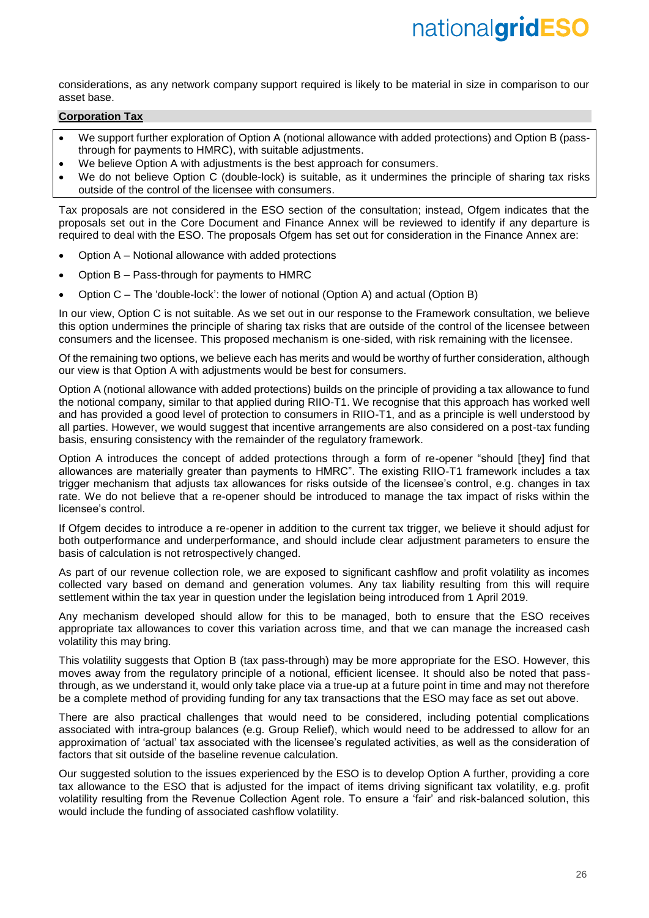considerations, as any network company support required is likely to be material in size in comparison to our asset base.

**Corporation Tax**

- We support further exploration of Option A (notional allowance with added protections) and Option B (pass-through for payments to HMRC), with suitable adjustments.
- We believe Option A with adjustments is the best approach for consumers.
- We do not believe Option C (double-lock) is suitable, as it undermines the principle of sharing tax risks outside of the control of the licensee with consumers.

Tax proposals are not considered in the ESO section of the consultation; instead, Ofgem indicates that the proposals set out in the Core Document and Finance Annex will be reviewed to identify if any departure is required to deal with the ESO. The proposals Ofgem has set out for consideration in the Finance Annex are:

- Option A – Notional allowance with added protections
- Option B – Pass-through for payments to HMRC
- Option C – The 'double-lock': the lower of notional (Option A) and actual (Option B)

In our view, Option C is not suitable. As we set out in our response to the Framework consultation, we believe this option undermines the principle of sharing tax risks that are outside of the control of the licensee between consumers and the licensee. This proposed mechanism is one-sided, with risk remaining with the licensee.

Of the remaining two options, we believe each has merits and would be worthy of further consideration, although our view is that Option A with adjustments would be best for consumers.

Option A (notional allowance with added protections) builds on the principle of providing a tax allowance to fund the notional company, similar to that applied during RIIO-T1. We recognise that this approach has worked well and has provided a good level of protection to consumers in RIIO-T1, and as a principle is well understood by all parties. However, we would suggest that incentive arrangements are also considered on a post-tax funding basis, ensuring consistency with the remainder of the regulatory framework.

Option A introduces the concept of added protections through a form of re-opener "should [they] find that allowances are materially greater than payments to HMRC". The existing RIIO-T1 framework includes a tax trigger mechanism that adjusts tax allowances for risks outside of the licensee's control, e.g. changes in tax rate. We do not believe that a re-opener should be introduced to manage the tax impact of risks within the licensee's control.

If Ofgem decides to introduce a re-opener in addition to the current tax trigger, we believe it should adjust for both outperformance and underperformance, and should include clear adjustment parameters to ensure the basis of calculation is not retrospectively changed.

As part of our revenue collection role, we are exposed to significant cashflow and profit volatility as incomes collected vary based on demand and generation volumes. Any tax liability resulting from this will require settlement within the tax year in question under the legislation being introduced from 1 April 2019.

Any mechanism developed should allow for this to be managed, both to ensure that the ESO receives appropriate tax allowances to cover this variation across time, and that we can manage the increased cash volatility this may bring.

This volatility suggests that Option B (tax pass-through) may be more appropriate for the ESO. However, this moves away from the regulatory principle of a notional, efficient licensee. It should also be noted that pass-through, as we understand it, would only take place via a true-up at a future point in time and may not therefore be a complete method of providing funding for any tax transactions that the ESO may face as set out above.

There are also practical challenges that would need to be considered, including potential complications associated with intra-group balances (e.g. Group Relief), which would need to be addressed to allow for an approximation of 'actual' tax associated with the licensee's regulated activities, as well as the consideration of factors that sit outside of the baseline revenue calculation.

Our suggested solution to the issues experienced by the ESO is to develop Option A further, providing a core tax allowance to the ESO that is adjusted for the impact of items driving significant tax volatility, e.g. profit volatility resulting from the Revenue Collection Agent role. To ensure a 'fair' and risk-balanced solution, this would include the funding of associated cashflow volatility.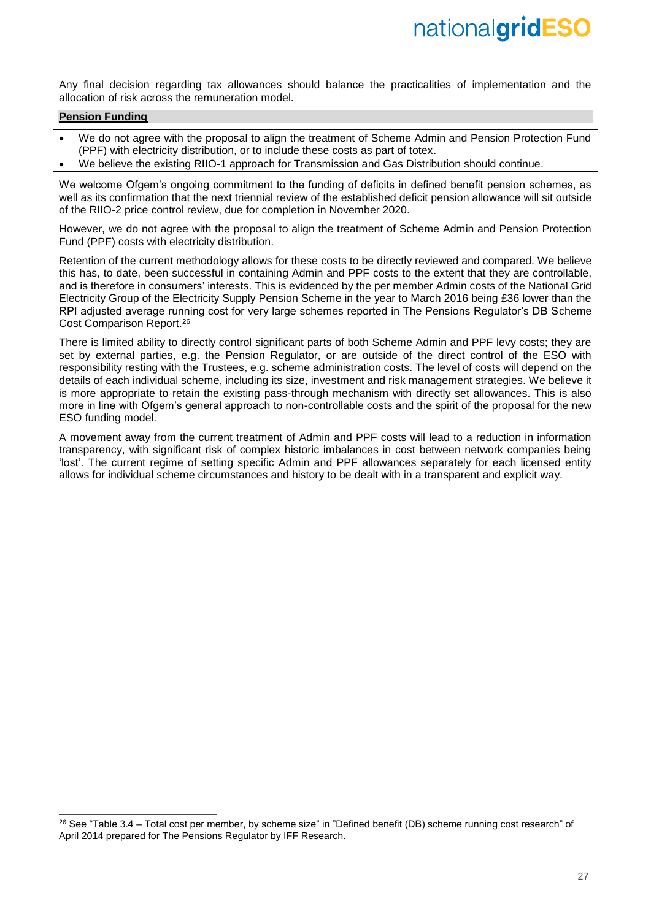Any final decision regarding tax allowances should balance the practicalities of implementation and the allocation of risk across the remuneration model.

### Pension Funding

- We do not agree with the proposal to align the treatment of Scheme Admin and Pension Protection Fund (PPF) with electricity distribution, or to include these costs as part of totex.
- We believe the existing RIIO-1 approach for Transmission and Gas Distribution should continue.

We welcome Ofgem's ongoing commitment to the funding of deficits in defined benefit pension schemes, as well as its confirmation that the next triennial review of the established deficit pension allowance will sit outside of the RIIO-2 price control review, due for completion in November 2020.

However, we do not agree with the proposal to align the treatment of Scheme Admin and Pension Protection Fund (PPF) costs with electricity distribution.

Retention of the current methodology allows for these costs to be directly reviewed and compared. We believe this has, to date, been successful in containing Admin and PPF costs to the extent that they are controllable, and is therefore in consumers' interests. This is evidenced by the per member Admin costs of the National Grid Electricity Group of the Electricity Supply Pension Scheme in the year to March 2016 being £36 lower than the RPI adjusted average running cost for very large schemes reported in The Pensions Regulator's DB Scheme Cost Comparison Report.[26]

There is limited ability to directly control significant parts of both Scheme Admin and PPF levy costs; they are set by external parties, e.g. the Pension Regulator, or are outside of the direct control of the ESO with responsibility resting with the Trustees, e.g. scheme administration costs. The level of costs will depend on the details of each individual scheme, including its size, investment and risk management strategies. We believe it is more appropriate to retain the existing pass-through mechanism with directly set allowances. This is also more in line with Ofgem's general approach to non-controllable costs and the spirit of the proposal for the new ESO funding model.

A movement away from the current treatment of Admin and PPF costs will lead to a reduction in information transparency, with significant risk of complex historic imbalances in cost between network companies being 'lost'. The current regime of setting specific Admin and PPF allowances separately for each licensed entity allows for individual scheme circumstances and history to be dealt with in a transparent and explicit way.

---

[26] See "Table 3.4 – Total cost per member, by scheme size" in "Defined benefit (DB) scheme running cost research" of April 2014 prepared for The Pensions Regulator by IFF Research.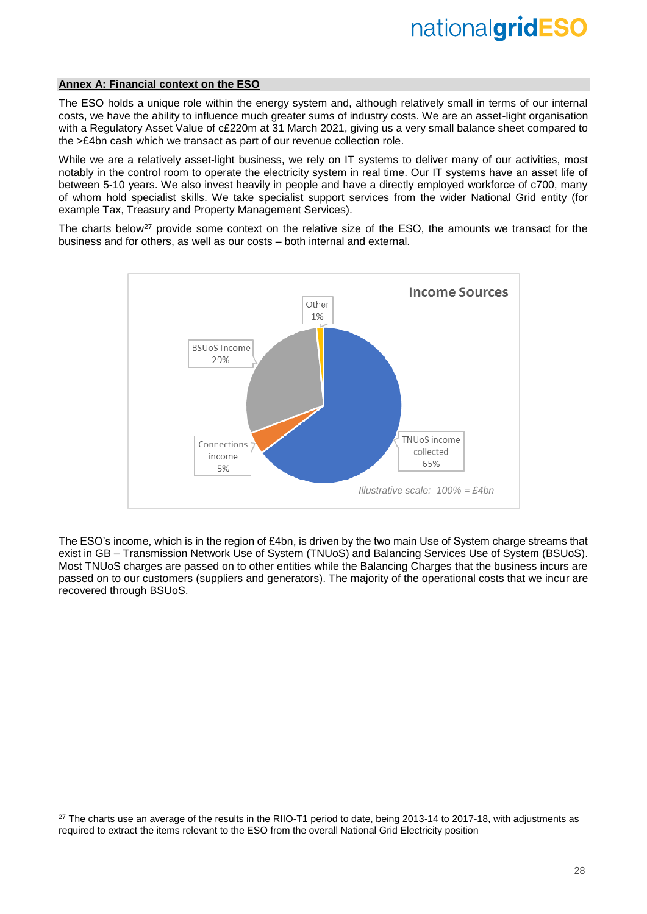## Annex A: Financial context on the ESO

The ESO holds a unique role within the energy system and, although relatively small in terms of our internal costs, we have the ability to influence much greater sums of industry costs. We are an asset-light organisation with a Regulatory Asset Value of c£220m at 31 March 2021, giving us a very small balance sheet compared to the >£4bn cash which we transact as part of our revenue collection role.

While we are a relatively asset-light business, we rely on IT systems to deliver many of our activities, most notably in the control room to operate the electricity system in real time. Our IT systems have an asset life of between 5-10 years. We also invest heavily in people and have a directly employed workforce of c700, many of whom hold specialist skills. We take specialist support services from the wider National Grid entity (for example Tax, Treasury and Property Management Services).

The charts below[27] provide some context on the relative size of the ESO, the amounts we transact for the business and for others, as well as our costs – both internal and external.

**Income Sources**

| Income source | Share |
|---|---|
| TNUoS income collected | 65% |
| BSUoS Income | 29% |
| Connections income | 5% |
| Other | 1% |

*Illustrative scale: 100% = £4bn*

The ESO's income, which is in the region of £4bn, is driven by the two main Use of System charge streams that exist in GB – Transmission Network Use of System (TNUoS) and Balancing Services Use of System (BSUoS). Most TNUoS charges are passed on to other entities while the Balancing Charges that the business incurs are passed on to our customers (suppliers and generators). The majority of the operational costs that we incur are recovered through BSUoS.

[27] The charts use an average of the results in the RIIO-T1 period to date, being 2013-14 to 2017-18, with adjustments as required to extract the items relevant to the ESO from the overall National Grid Electricity position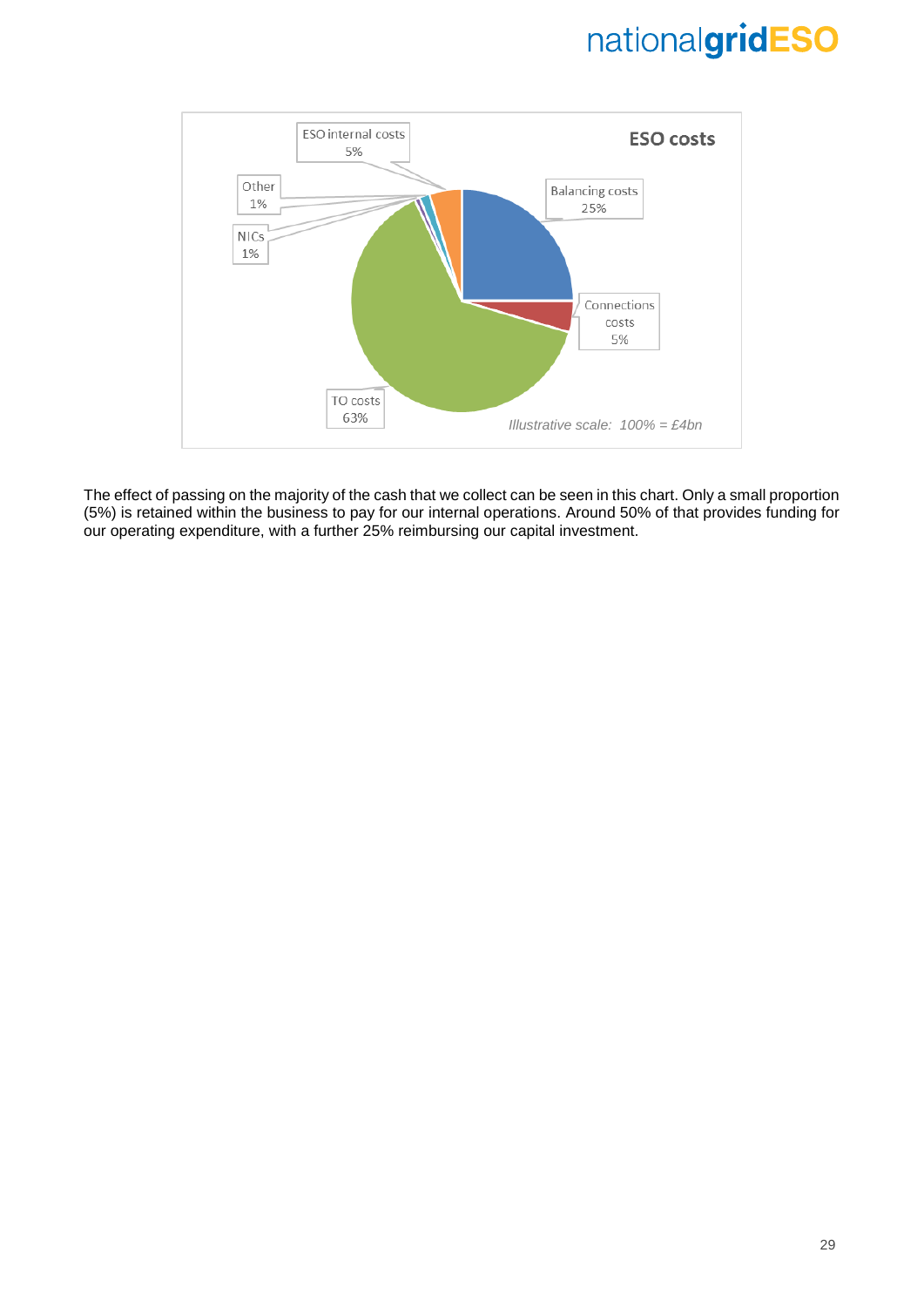**ESO costs**

- Balancing costs 25%
- Connections costs 5%
- TO costs 63%
- NICs 1%
- Other 1%
- ESO internal costs 5%

*Illustrative scale: 100% = £4bn*

The effect of passing on the majority of the cash that we collect can be seen in this chart. Only a small proportion (5%) is retained within the business to pay for our internal operations. Around 50% of that provides funding for our operating expenditure, with a further 25% reimbursing our capital investment.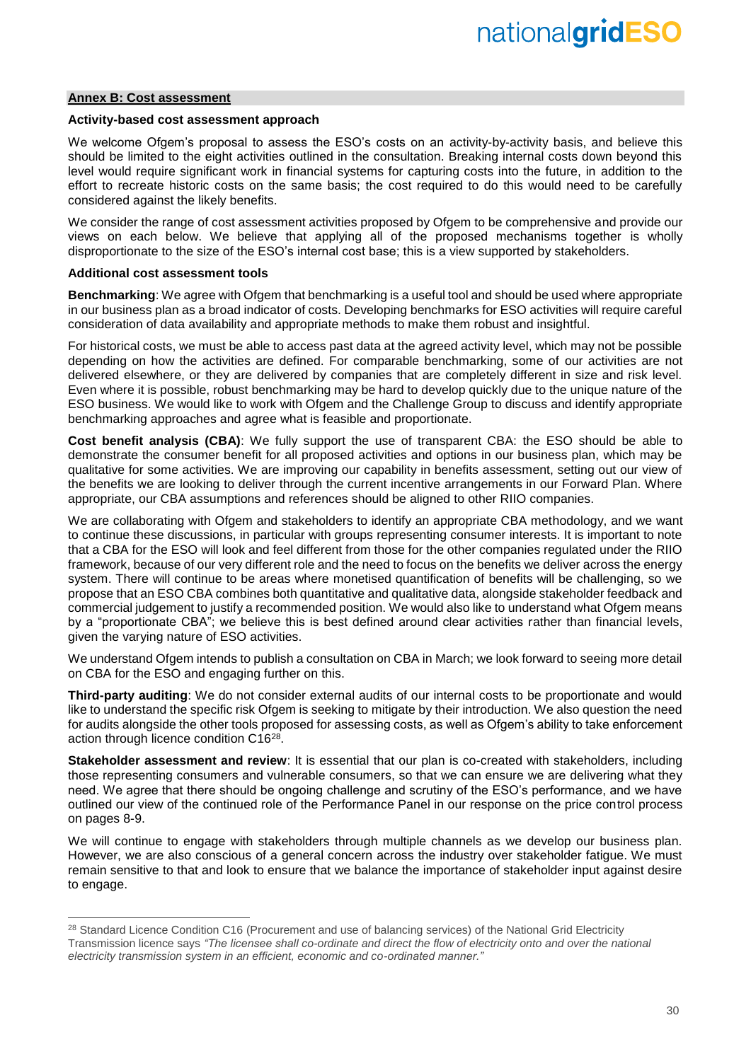## Annex B: Cost assessment

### Activity-based cost assessment approach

We welcome Ofgem's proposal to assess the ESO's costs on an activity-by-activity basis, and believe this should be limited to the eight activities outlined in the consultation. Breaking internal costs down beyond this level would require significant work in financial systems for capturing costs into the future, in addition to the effort to recreate historic costs on the same basis; the cost required to do this would need to be carefully considered against the likely benefits.

We consider the range of cost assessment activities proposed by Ofgem to be comprehensive and provide our views on each below. We believe that applying all of the proposed mechanisms together is wholly disproportionate to the size of the ESO's internal cost base; this is a view supported by stakeholders.

### Additional cost assessment tools

**Benchmarking**: We agree with Ofgem that benchmarking is a useful tool and should be used where appropriate in our business plan as a broad indicator of costs. Developing benchmarks for ESO activities will require careful consideration of data availability and appropriate methods to make them robust and insightful.

For historical costs, we must be able to access past data at the agreed activity level, which may not be possible depending on how the activities are defined. For comparable benchmarking, some of our activities are not delivered elsewhere, or they are delivered by companies that are completely different in size and risk level. Even where it is possible, robust benchmarking may be hard to develop quickly due to the unique nature of the ESO business. We would like to work with Ofgem and the Challenge Group to discuss and identify appropriate benchmarking approaches and agree what is feasible and proportionate.

**Cost benefit analysis (CBA)**: We fully support the use of transparent CBA: the ESO should be able to demonstrate the consumer benefit for all proposed activities and options in our business plan, which may be qualitative for some activities. We are improving our capability in benefits assessment, setting out our view of the benefits we are looking to deliver through the current incentive arrangements in our Forward Plan. Where appropriate, our CBA assumptions and references should be aligned to other RIIO companies.

We are collaborating with Ofgem and stakeholders to identify an appropriate CBA methodology, and we want to continue these discussions, in particular with groups representing consumer interests. It is important to note that a CBA for the ESO will look and feel different from those for the other companies regulated under the RIIO framework, because of our very different role and the need to focus on the benefits we deliver across the energy system. There will continue to be areas where monetised quantification of benefits will be challenging, so we propose that an ESO CBA combines both quantitative and qualitative data, alongside stakeholder feedback and commercial judgement to justify a recommended position. We would also like to understand what Ofgem means by a "proportionate CBA"; we believe this is best defined around clear activities rather than financial levels, given the varying nature of ESO activities.

We understand Ofgem intends to publish a consultation on CBA in March; we look forward to seeing more detail on CBA for the ESO and engaging further on this.

**Third-party auditing**: We do not consider external audits of our internal costs to be proportionate and would like to understand the specific risk Ofgem is seeking to mitigate by their introduction. We also question the need for audits alongside the other tools proposed for assessing costs, as well as Ofgem's ability to take enforcement action through licence condition C16[28].

**Stakeholder assessment and review**: It is essential that our plan is co-created with stakeholders, including those representing consumers and vulnerable consumers, so that we can ensure we are delivering what they need. We agree that there should be ongoing challenge and scrutiny of the ESO's performance, and we have outlined our view of the continued role of the Performance Panel in our response on the price control process on pages 8-9.

We will continue to engage with stakeholders through multiple channels as we develop our business plan. However, we are also conscious of a general concern across the industry over stakeholder fatigue. We must remain sensitive to that and look to ensure that we balance the importance of stakeholder input against desire to engage.

---

[28] Standard Licence Condition C16 (Procurement and use of balancing services) of the National Grid Electricity Transmission licence says *"The licensee shall co-ordinate and direct the flow of electricity onto and over the national electricity transmission system in an efficient, economic and co-ordinated manner."*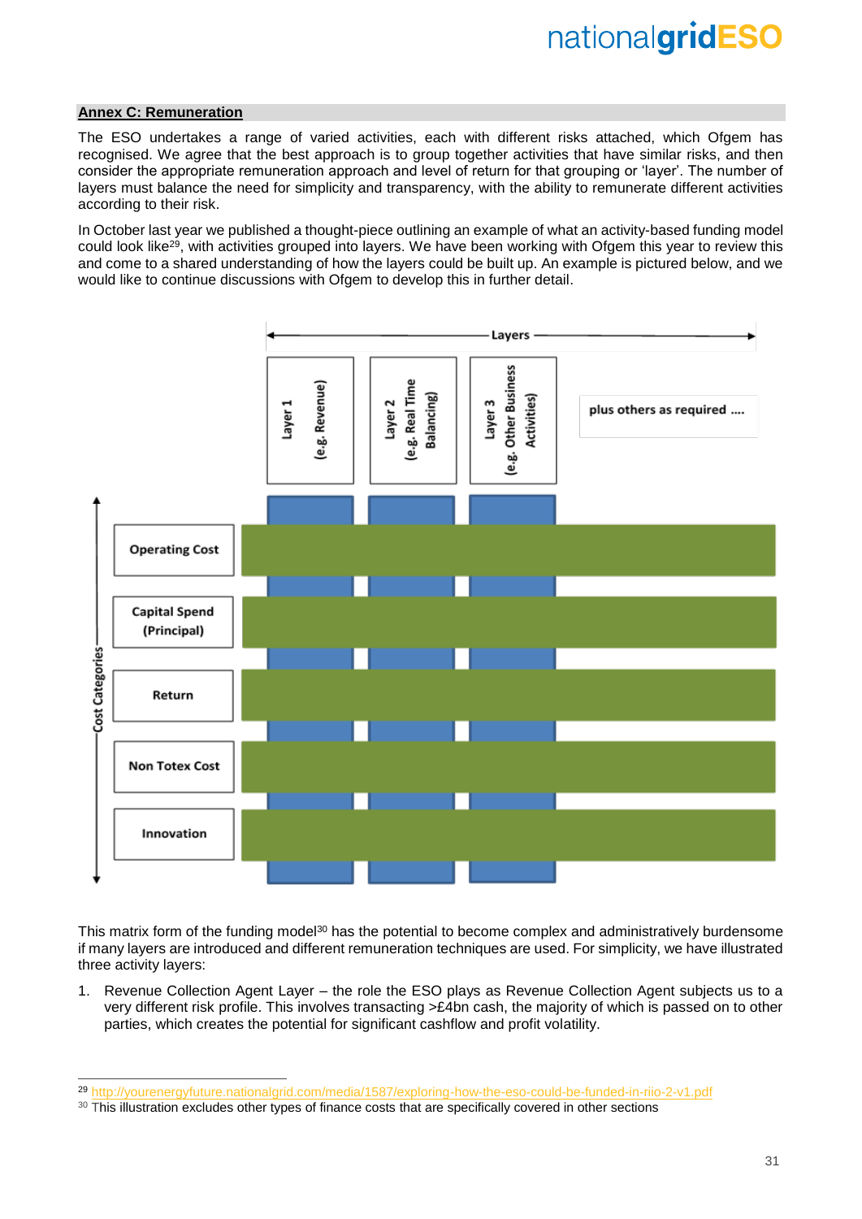## Annex C: Remuneration

The ESO undertakes a range of varied activities, each with different risks attached, which Ofgem has recognised. We agree that the best approach is to group together activities that have similar risks, and then consider the appropriate remuneration approach and level of return for that grouping or 'layer'. The number of layers must balance the need for simplicity and transparency, with the ability to remunerate different activities according to their risk.

In October last year we published a thought-piece outlining an example of what an activity-based funding model could look like[29], with activities grouped into layers. We have been working with Ofgem this year to review this and come to a shared understanding of how the layers could be built up. An example is pictured below, and we would like to continue discussions with Ofgem to develop this in further detail.

Layers

| Cost Categories | Layer 1 (e.g. Revenue) | Layer 2 (e.g. Real Time Balancing) | Layer 3 (e.g. Other Business Activities) | plus others as required .... |
|---|---|---|---|---|
| Operating Cost | | | | |
| Capital Spend (Principal) | | | | |
| Return | | | | |
| Non Totex Cost | | | | |
| Innovation | | | | |

This matrix form of the funding model[30] has the potential to become complex and administratively burdensome if many layers are introduced and different remuneration techniques are used. For simplicity, we have illustrated three activity layers:

1. Revenue Collection Agent Layer – the role the ESO plays as Revenue Collection Agent subjects us to a very different risk profile. This involves transacting >£4bn cash, the majority of which is passed on to other parties, which creates the potential for significant cashflow and profit volatility.

---

[29] http://yourenergyfuture.nationalgrid.com/media/1587/exploring-how-the-eso-could-be-funded-in-riio-2-v1.pdf

[30] This illustration excludes other types of finance costs that are specifically covered in other sections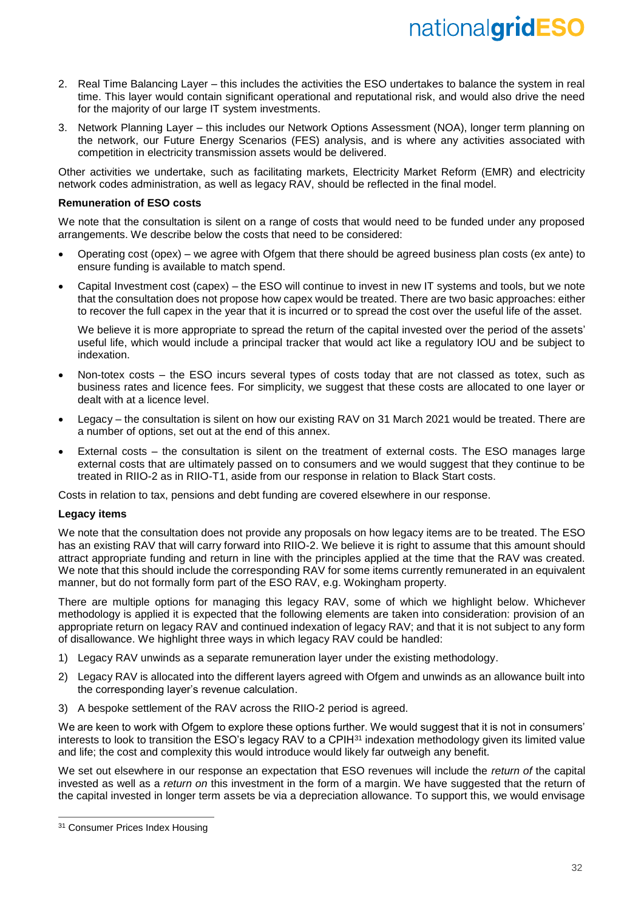2. Real Time Balancing Layer – this includes the activities the ESO undertakes to balance the system in real time. This layer would contain significant operational and reputational risk, and would also drive the need for the majority of our large IT system investments.
3. Network Planning Layer – this includes our Network Options Assessment (NOA), longer term planning on the network, our Future Energy Scenarios (FES) analysis, and is where any activities associated with competition in electricity transmission assets would be delivered.

Other activities we undertake, such as facilitating markets, Electricity Market Reform (EMR) and electricity network codes administration, as well as legacy RAV, should be reflected in the final model.

**Remuneration of ESO costs**

We note that the consultation is silent on a range of costs that would need to be funded under any proposed arrangements. We describe below the costs that need to be considered:

- Operating cost (opex) – we agree with Ofgem that there should be agreed business plan costs (ex ante) to ensure funding is available to match spend.
- Capital Investment cost (capex) – the ESO will continue to invest in new IT systems and tools, but we note that the consultation does not propose how capex would be treated. There are two basic approaches: either to recover the full capex in the year that it is incurred or to spread the cost over the useful life of the asset.

  We believe it is more appropriate to spread the return of the capital invested over the period of the assets' useful life, which would include a principal tracker that would act like a regulatory IOU and be subject to indexation.
- Non-totex costs – the ESO incurs several types of costs today that are not classed as totex, such as business rates and licence fees. For simplicity, we suggest that these costs are allocated to one layer or dealt with at a licence level.
- Legacy – the consultation is silent on how our existing RAV on 31 March 2021 would be treated. There are a number of options, set out at the end of this annex.
- External costs – the consultation is silent on the treatment of external costs. The ESO manages large external costs that are ultimately passed on to consumers and we would suggest that they continue to be treated in RIIO-2 as in RIIO-T1, aside from our response in relation to Black Start costs.

Costs in relation to tax, pensions and debt funding are covered elsewhere in our response.

**Legacy items**

We note that the consultation does not provide any proposals on how legacy items are to be treated. The ESO has an existing RAV that will carry forward into RIIO-2. We believe it is right to assume that this amount should attract appropriate funding and return in line with the principles applied at the time that the RAV was created. We note that this should include the corresponding RAV for some items currently remunerated in an equivalent manner, but do not formally form part of the ESO RAV, e.g. Wokingham property.

There are multiple options for managing this legacy RAV, some of which we highlight below. Whichever methodology is applied it is expected that the following elements are taken into consideration: provision of an appropriate return on legacy RAV and continued indexation of legacy RAV; and that it is not subject to any form of disallowance. We highlight three ways in which legacy RAV could be handled:

1) Legacy RAV unwinds as a separate remuneration layer under the existing methodology.
2) Legacy RAV is allocated into the different layers agreed with Ofgem and unwinds as an allowance built into the corresponding layer's revenue calculation.
3) A bespoke settlement of the RAV across the RIIO-2 period is agreed.

We are keen to work with Ofgem to explore these options further. We would suggest that it is not in consumers' interests to look to transition the ESO's legacy RAV to a CPIH[31] indexation methodology given its limited value and life; the cost and complexity this would introduce would likely far outweigh any benefit.

We set out elsewhere in our response an expectation that ESO revenues will include the *return of* the capital invested as well as a *return on* this investment in the form of a margin. We have suggested that the return of the capital invested in longer term assets be via a depreciation allowance. To support this, we would envisage

[31] Consumer Prices Index Housing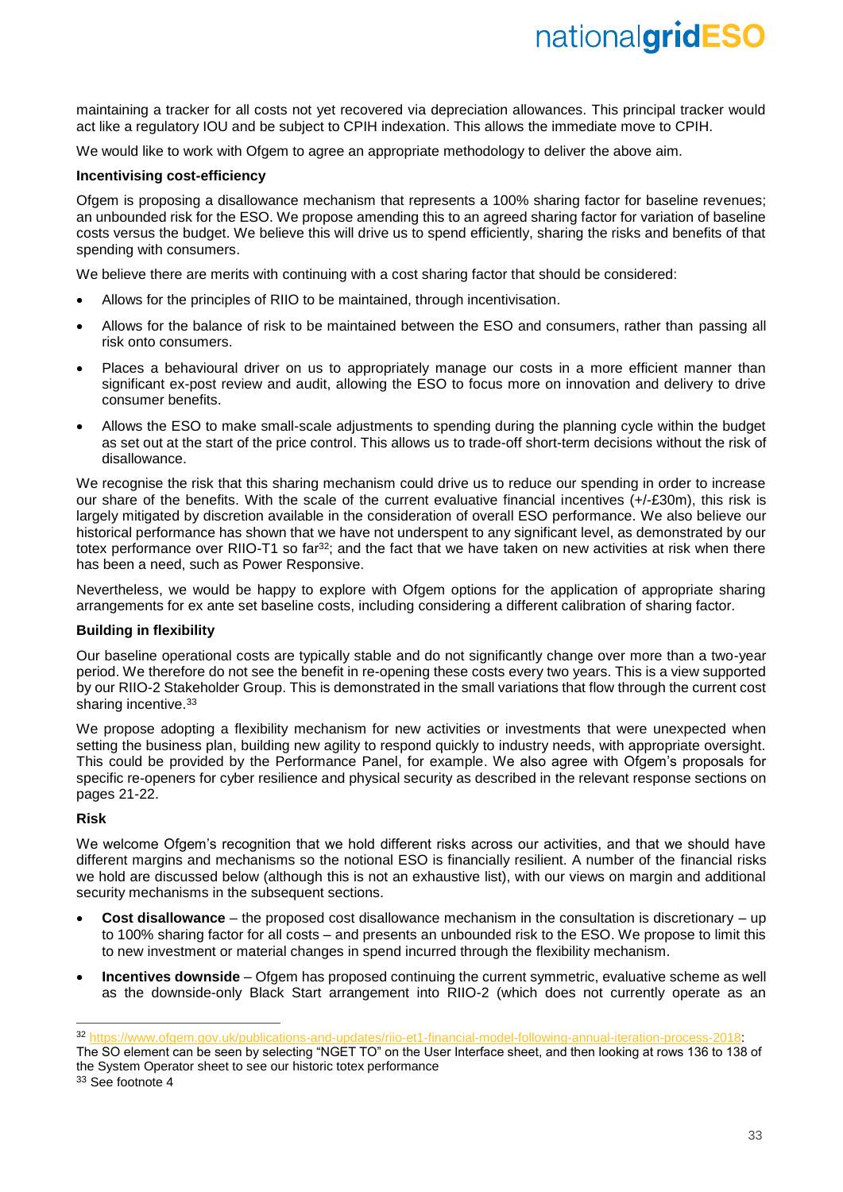maintaining a tracker for all costs not yet recovered via depreciation allowances. This principal tracker would act like a regulatory IOU and be subject to CPIH indexation. This allows the immediate move to CPIH.

We would like to work with Ofgem to agree an appropriate methodology to deliver the above aim.

**Incentivising cost-efficiency**

Ofgem is proposing a disallowance mechanism that represents a 100% sharing factor for baseline revenues; an unbounded risk for the ESO. We propose amending this to an agreed sharing factor for variation of baseline costs versus the budget. We believe this will drive us to spend efficiently, sharing the risks and benefits of that spending with consumers.

We believe there are merits with continuing with a cost sharing factor that should be considered:

- Allows for the principles of RIIO to be maintained, through incentivisation.
- Allows for the balance of risk to be maintained between the ESO and consumers, rather than passing all risk onto consumers.
- Places a behavioural driver on us to appropriately manage our costs in a more efficient manner than significant ex-post review and audit, allowing the ESO to focus more on innovation and delivery to drive consumer benefits.
- Allows the ESO to make small-scale adjustments to spending during the planning cycle within the budget as set out at the start of the price control. This allows us to trade-off short-term decisions without the risk of disallowance.

We recognise the risk that this sharing mechanism could drive us to reduce our spending in order to increase our share of the benefits. With the scale of the current evaluative financial incentives (+/-£30m), this risk is largely mitigated by discretion available in the consideration of overall ESO performance. We also believe our historical performance has shown that we have not underspent to any significant level, as demonstrated by our totex performance over RIIO-T1 so far[32]; and the fact that we have taken on new activities at risk when there has been a need, such as Power Responsive.

Nevertheless, we would be happy to explore with Ofgem options for the application of appropriate sharing arrangements for ex ante set baseline costs, including considering a different calibration of sharing factor.

**Building in flexibility**

Our baseline operational costs are typically stable and do not significantly change over more than a two-year period. We therefore do not see the benefit in re-opening these costs every two years. This is a view supported by our RIIO-2 Stakeholder Group. This is demonstrated in the small variations that flow through the current cost sharing incentive.[33]

We propose adopting a flexibility mechanism for new activities or investments that were unexpected when setting the business plan, building new agility to respond quickly to industry needs, with appropriate oversight. This could be provided by the Performance Panel, for example. We also agree with Ofgem's proposals for specific re-openers for cyber resilience and physical security as described in the relevant response sections on pages 21-22.

**Risk**

We welcome Ofgem's recognition that we hold different risks across our activities, and that we should have different margins and mechanisms so the notional ESO is financially resilient. A number of the financial risks we hold are discussed below (although this is not an exhaustive list), with our views on margin and additional security mechanisms in the subsequent sections.

- **Cost disallowance** – the proposed cost disallowance mechanism in the consultation is discretionary – up to 100% sharing factor for all costs – and presents an unbounded risk to the ESO. We propose to limit this to new investment or material changes in spend incurred through the flexibility mechanism.
- **Incentives downside** – Ofgem has proposed continuing the current symmetric, evaluative scheme as well as the downside-only Black Start arrangement into RIIO-2 (which does not currently operate as an

[32] https://www.ofgem.gov.uk/publications-and-updates/riio-et1-financial-model-following-annual-iteration-process-2018; The SO element can be seen by selecting "NGET TO" on the User Interface sheet, and then looking at rows 136 to 138 of the System Operator sheet to see our historic totex performance

[33] See footnote 4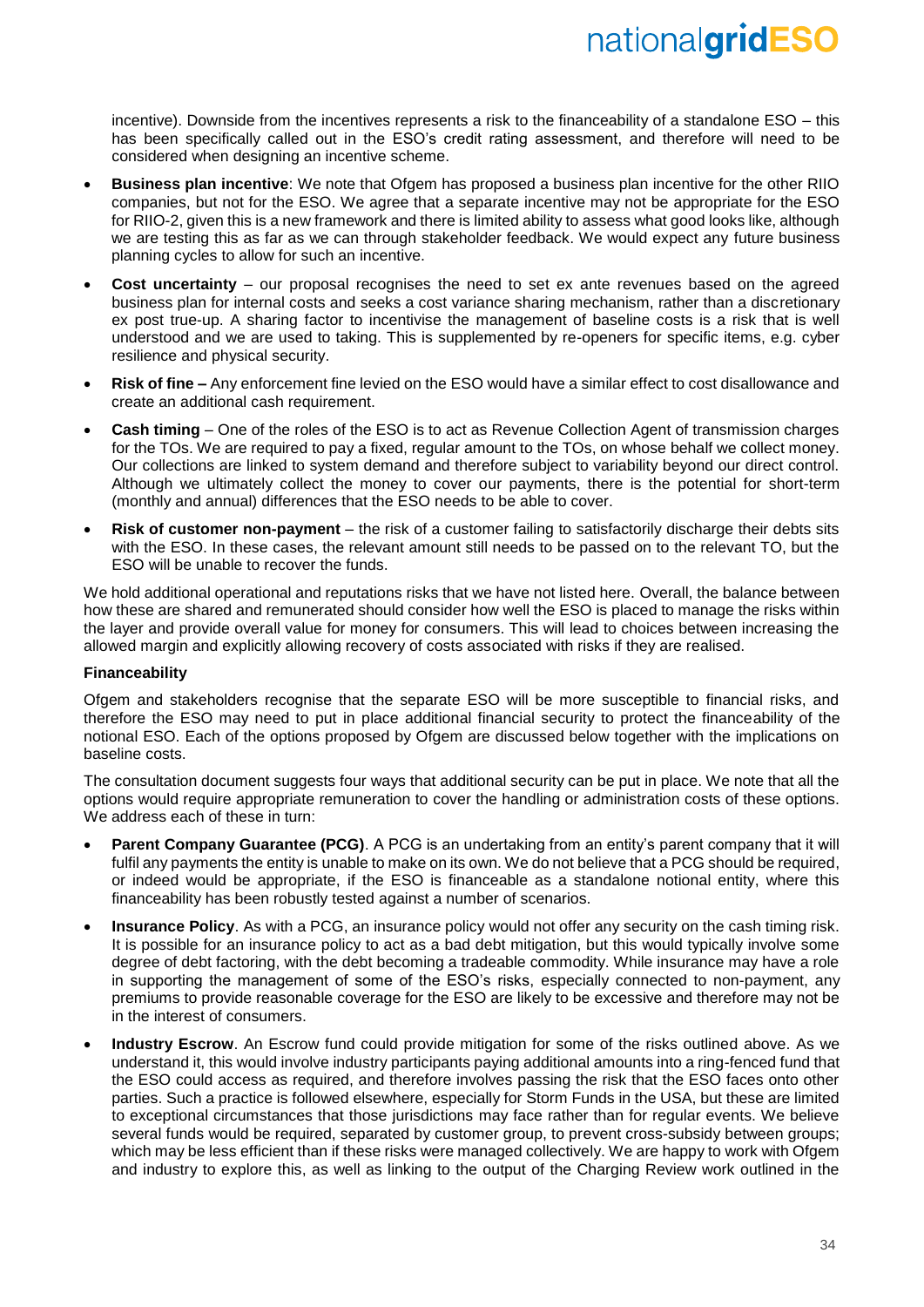incentive). Downside from the incentives represents a risk to the financeability of a standalone ESO – this has been specifically called out in the ESO's credit rating assessment, and therefore will need to be considered when designing an incentive scheme.

- **Business plan incentive**: We note that Ofgem has proposed a business plan incentive for the other RIIO companies, but not for the ESO. We agree that a separate incentive may not be appropriate for the ESO for RIIO-2, given this is a new framework and there is limited ability to assess what good looks like, although we are testing this as far as we can through stakeholder feedback. We would expect any future business planning cycles to allow for such an incentive.
- **Cost uncertainty** – our proposal recognises the need to set ex ante revenues based on the agreed business plan for internal costs and seeks a cost variance sharing mechanism, rather than a discretionary ex post true-up. A sharing factor to incentivise the management of baseline costs is a risk that is well understood and we are used to taking. This is supplemented by re-openers for specific items, e.g. cyber resilience and physical security.
- **Risk of fine –** Any enforcement fine levied on the ESO would have a similar effect to cost disallowance and create an additional cash requirement.
- **Cash timing** – One of the roles of the ESO is to act as Revenue Collection Agent of transmission charges for the TOs. We are required to pay a fixed, regular amount to the TOs, on whose behalf we collect money. Our collections are linked to system demand and therefore subject to variability beyond our direct control. Although we ultimately collect the money to cover our payments, there is the potential for short-term (monthly and annual) differences that the ESO needs to be able to cover.
- **Risk of customer non-payment** – the risk of a customer failing to satisfactorily discharge their debts sits with the ESO. In these cases, the relevant amount still needs to be passed on to the relevant TO, but the ESO will be unable to recover the funds.

We hold additional operational and reputations risks that we have not listed here. Overall, the balance between how these are shared and remunerated should consider how well the ESO is placed to manage the risks within the layer and provide overall value for money for consumers. This will lead to choices between increasing the allowed margin and explicitly allowing recovery of costs associated with risks if they are realised.

**Financeability**

Ofgem and stakeholders recognise that the separate ESO will be more susceptible to financial risks, and therefore the ESO may need to put in place additional financial security to protect the financeability of the notional ESO. Each of the options proposed by Ofgem are discussed below together with the implications on baseline costs.

The consultation document suggests four ways that additional security can be put in place. We note that all the options would require appropriate remuneration to cover the handling or administration costs of these options. We address each of these in turn:

- **Parent Company Guarantee (PCG)**. A PCG is an undertaking from an entity's parent company that it will fulfil any payments the entity is unable to make on its own. We do not believe that a PCG should be required, or indeed would be appropriate, if the ESO is financeable as a standalone notional entity, where this financeability has been robustly tested against a number of scenarios.
- **Insurance Policy**. As with a PCG, an insurance policy would not offer any security on the cash timing risk. It is possible for an insurance policy to act as a bad debt mitigation, but this would typically involve some degree of debt factoring, with the debt becoming a tradeable commodity. While insurance may have a role in supporting the management of some of the ESO's risks, especially connected to non-payment, any premiums to provide reasonable coverage for the ESO are likely to be excessive and therefore may not be in the interest of consumers.
- **Industry Escrow**. An Escrow fund could provide mitigation for some of the risks outlined above. As we understand it, this would involve industry participants paying additional amounts into a ring-fenced fund that the ESO could access as required, and therefore involves passing the risk that the ESO faces onto other parties. Such a practice is followed elsewhere, especially for Storm Funds in the USA, but these are limited to exceptional circumstances that those jurisdictions may face rather than for regular events. We believe several funds would be required, separated by customer group, to prevent cross-subsidy between groups; which may be less efficient than if these risks were managed collectively. We are happy to work with Ofgem and industry to explore this, as well as linking to the output of the Charging Review work outlined in the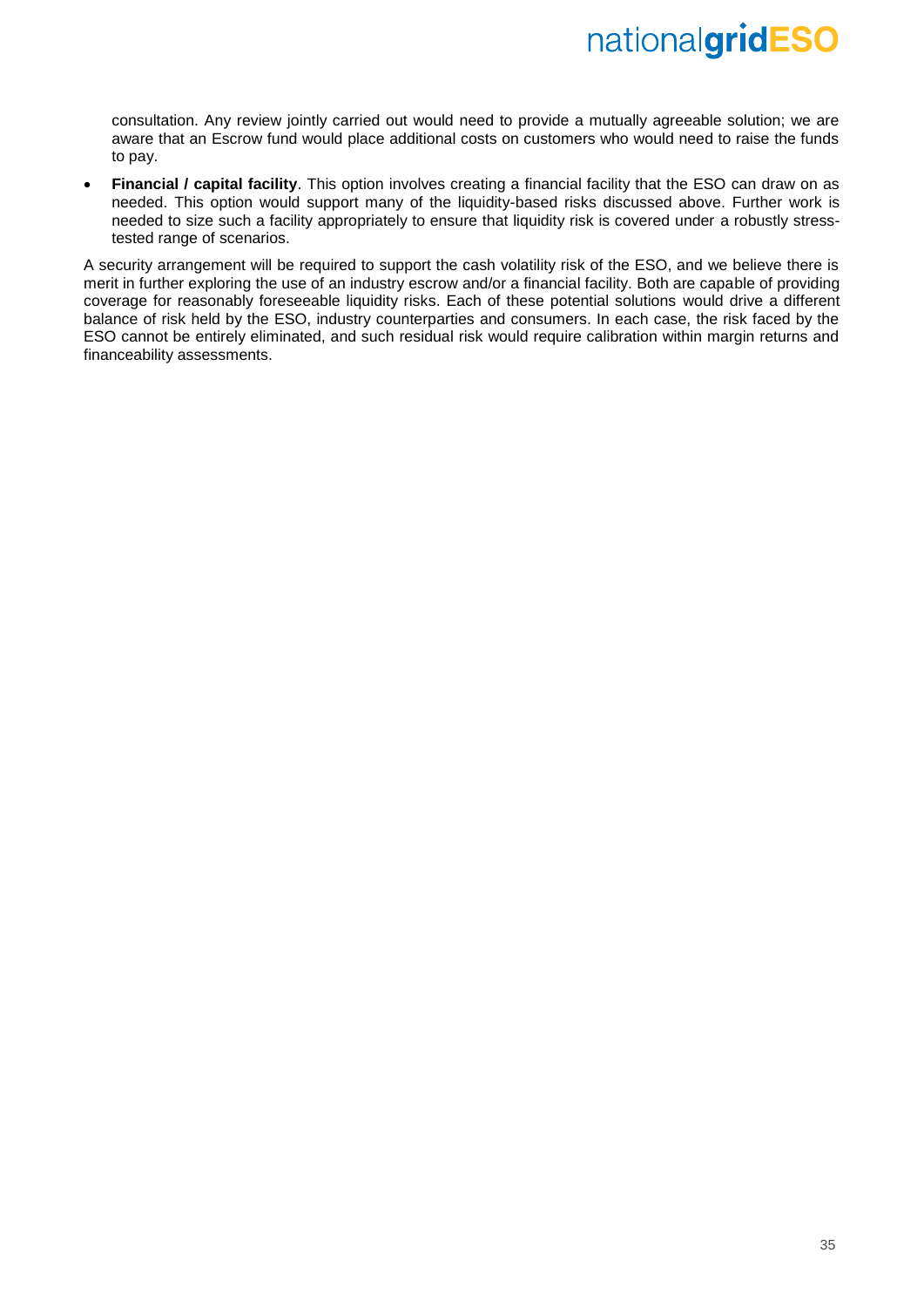consultation. Any review jointly carried out would need to provide a mutually agreeable solution; we are aware that an Escrow fund would place additional costs on customers who would need to raise the funds to pay.

- **Financial / capital facility**. This option involves creating a financial facility that the ESO can draw on as needed. This option would support many of the liquidity-based risks discussed above. Further work is needed to size such a facility appropriately to ensure that liquidity risk is covered under a robustly stress-tested range of scenarios.

A security arrangement will be required to support the cash volatility risk of the ESO, and we believe there is merit in further exploring the use of an industry escrow and/or a financial facility. Both are capable of providing coverage for reasonably foreseeable liquidity risks. Each of these potential solutions would drive a different balance of risk held by the ESO, industry counterparties and consumers. In each case, the risk faced by the ESO cannot be entirely eliminated, and such residual risk would require calibration within margin returns and financeability assessments.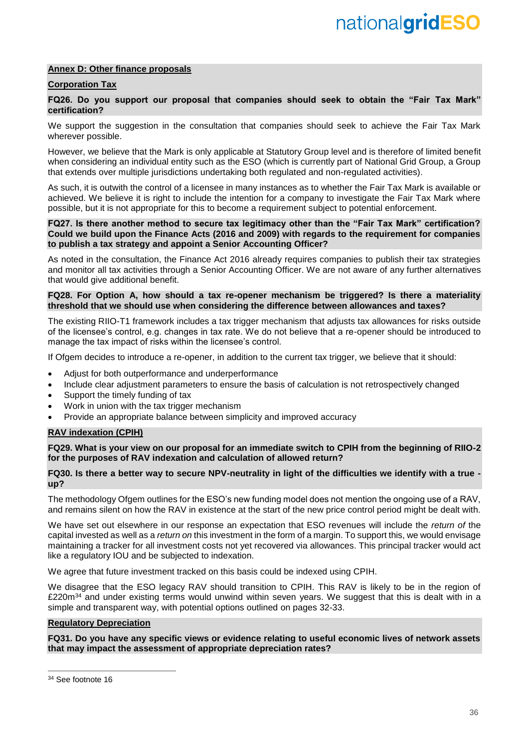## Annex D: Other finance proposals

### Corporation Tax

**FQ26. Do you support our proposal that companies should seek to obtain the "Fair Tax Mark" certification?**

We support the suggestion in the consultation that companies should seek to achieve the Fair Tax Mark wherever possible.

However, we believe that the Mark is only applicable at Statutory Group level and is therefore of limited benefit when considering an individual entity such as the ESO (which is currently part of National Grid Group, a Group that extends over multiple jurisdictions undertaking both regulated and non-regulated activities).

As such, it is outwith the control of a licensee in many instances as to whether the Fair Tax Mark is available or achieved. We believe it is right to include the intention for a company to investigate the Fair Tax Mark where possible, but it is not appropriate for this to become a requirement subject to potential enforcement.

**FQ27. Is there another method to secure tax legitimacy other than the "Fair Tax Mark" certification? Could we build upon the Finance Acts (2016 and 2009) with regards to the requirement for companies to publish a tax strategy and appoint a Senior Accounting Officer?**

As noted in the consultation, the Finance Act 2016 already requires companies to publish their tax strategies and monitor all tax activities through a Senior Accounting Officer. We are not aware of any further alternatives that would give additional benefit.

**FQ28. For Option A, how should a tax re-opener mechanism be triggered? Is there a materiality threshold that we should use when considering the difference between allowances and taxes?**

The existing RIIO-T1 framework includes a tax trigger mechanism that adjusts tax allowances for risks outside of the licensee's control, e.g. changes in tax rate. We do not believe that a re-opener should be introduced to manage the tax impact of risks within the licensee's control.

If Ofgem decides to introduce a re-opener, in addition to the current tax trigger, we believe that it should:

- Adjust for both outperformance and underperformance
- Include clear adjustment parameters to ensure the basis of calculation is not retrospectively changed
- Support the timely funding of tax
- Work in union with the tax trigger mechanism
- Provide an appropriate balance between simplicity and improved accuracy

### RAV indexation (CPIH)

**FQ29. What is your view on our proposal for an immediate switch to CPIH from the beginning of RIIO-2 for the purposes of RAV indexation and calculation of allowed return?**

**FQ30. Is there a better way to secure NPV-neutrality in light of the difficulties we identify with a true - up?**

The methodology Ofgem outlines for the ESO's new funding model does not mention the ongoing use of a RAV, and remains silent on how the RAV in existence at the start of the new price control period might be dealt with.

We have set out elsewhere in our response an expectation that ESO revenues will include the *return of* the capital invested as well as a *return on* this investment in the form of a margin. To support this, we would envisage maintaining a tracker for all investment costs not yet recovered via allowances. This principal tracker would act like a regulatory IOU and be subjected to indexation.

We agree that future investment tracked on this basis could be indexed using CPIH.

We disagree that the ESO legacy RAV should transition to CPIH. This RAV is likely to be in the region of £220m[34] and under existing terms would unwind within seven years. We suggest that this is dealt with in a simple and transparent way, with potential options outlined on pages 32-33.

### Regulatory Depreciation

**FQ31. Do you have any specific views or evidence relating to useful economic lives of network assets that may impact the assessment of appropriate depreciation rates?**

---

[34] See footnote 16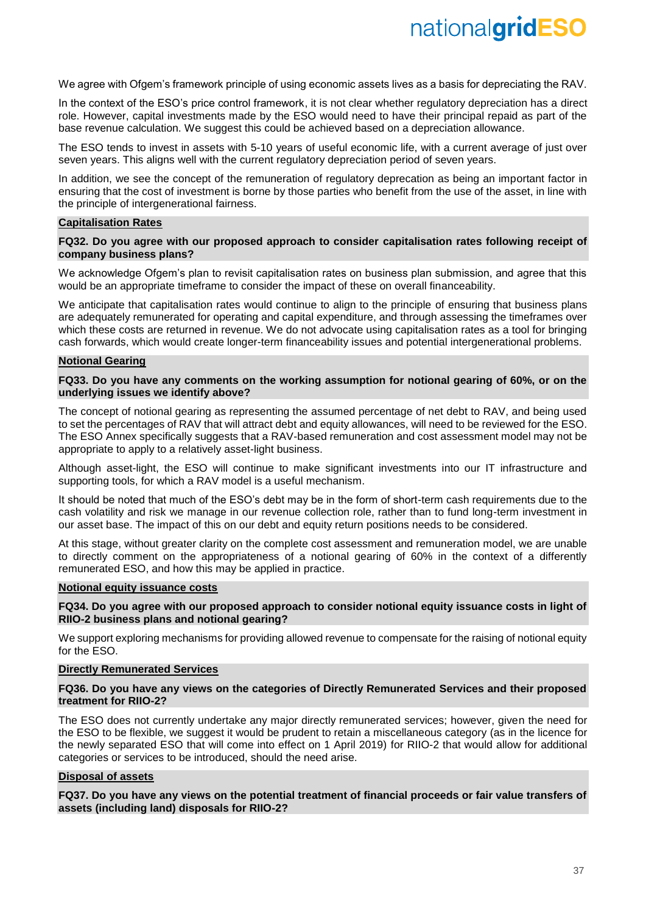We agree with Ofgem's framework principle of using economic assets lives as a basis for depreciating the RAV.

In the context of the ESO's price control framework, it is not clear whether regulatory depreciation has a direct role. However, capital investments made by the ESO would need to have their principal repaid as part of the base revenue calculation. We suggest this could be achieved based on a depreciation allowance.

The ESO tends to invest in assets with 5-10 years of useful economic life, with a current average of just over seven years. This aligns well with the current regulatory depreciation period of seven years.

In addition, we see the concept of the remuneration of regulatory deprecation as being an important factor in ensuring that the cost of investment is borne by those parties who benefit from the use of the asset, in line with the principle of intergenerational fairness.

## Capitalisation Rates

**FQ32. Do you agree with our proposed approach to consider capitalisation rates following receipt of company business plans?**

We acknowledge Ofgem's plan to revisit capitalisation rates on business plan submission, and agree that this would be an appropriate timeframe to consider the impact of these on overall financeability.

We anticipate that capitalisation rates would continue to align to the principle of ensuring that business plans are adequately remunerated for operating and capital expenditure, and through assessing the timeframes over which these costs are returned in revenue. We do not advocate using capitalisation rates as a tool for bringing cash forwards, which would create longer-term financeability issues and potential intergenerational problems.

## Notional Gearing

**FQ33. Do you have any comments on the working assumption for notional gearing of 60%, or on the underlying issues we identify above?**

The concept of notional gearing as representing the assumed percentage of net debt to RAV, and being used to set the percentages of RAV that will attract debt and equity allowances, will need to be reviewed for the ESO. The ESO Annex specifically suggests that a RAV-based remuneration and cost assessment model may not be appropriate to apply to a relatively asset-light business.

Although asset-light, the ESO will continue to make significant investments into our IT infrastructure and supporting tools, for which a RAV model is a useful mechanism.

It should be noted that much of the ESO's debt may be in the form of short-term cash requirements due to the cash volatility and risk we manage in our revenue collection role, rather than to fund long-term investment in our asset base. The impact of this on our debt and equity return positions needs to be considered.

At this stage, without greater clarity on the complete cost assessment and remuneration model, we are unable to directly comment on the appropriateness of a notional gearing of 60% in the context of a differently remunerated ESO, and how this may be applied in practice.

## Notional equity issuance costs

**FQ34. Do you agree with our proposed approach to consider notional equity issuance costs in light of RIIO-2 business plans and notional gearing?**

We support exploring mechanisms for providing allowed revenue to compensate for the raising of notional equity for the ESO.

## Directly Remunerated Services

**FQ36. Do you have any views on the categories of Directly Remunerated Services and their proposed treatment for RIIO-2?**

The ESO does not currently undertake any major directly remunerated services; however, given the need for the ESO to be flexible, we suggest it would be prudent to retain a miscellaneous category (as in the licence for the newly separated ESO that will come into effect on 1 April 2019) for RIIO-2 that would allow for additional categories or services to be introduced, should the need arise.

## Disposal of assets

**FQ37. Do you have any views on the potential treatment of financial proceeds or fair value transfers of assets (including land) disposals for RIIO-2?**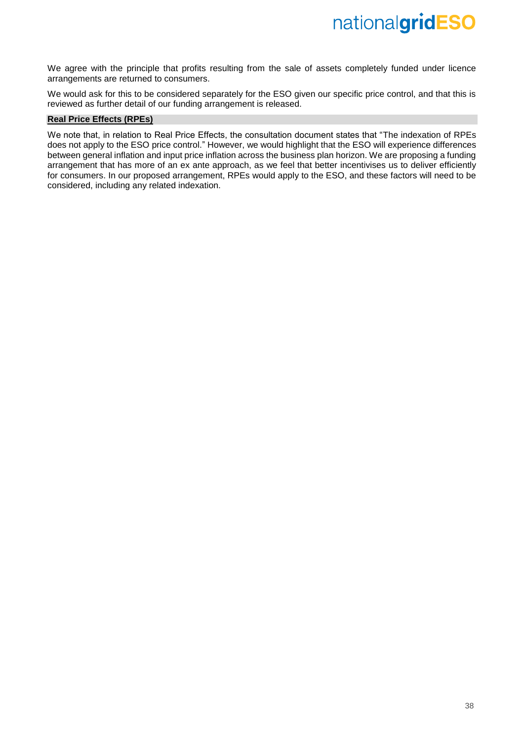We agree with the principle that profits resulting from the sale of assets completely funded under licence arrangements are returned to consumers.

We would ask for this to be considered separately for the ESO given our specific price control, and that this is reviewed as further detail of our funding arrangement is released.

**Real Price Effects (RPEs)**

We note that, in relation to Real Price Effects, the consultation document states that "The indexation of RPEs does not apply to the ESO price control." However, we would highlight that the ESO will experience differences between general inflation and input price inflation across the business plan horizon. We are proposing a funding arrangement that has more of an ex ante approach, as we feel that better incentivises us to deliver efficiently for consumers. In our proposed arrangement, RPEs would apply to the ESO, and these factors will need to be considered, including any related indexation.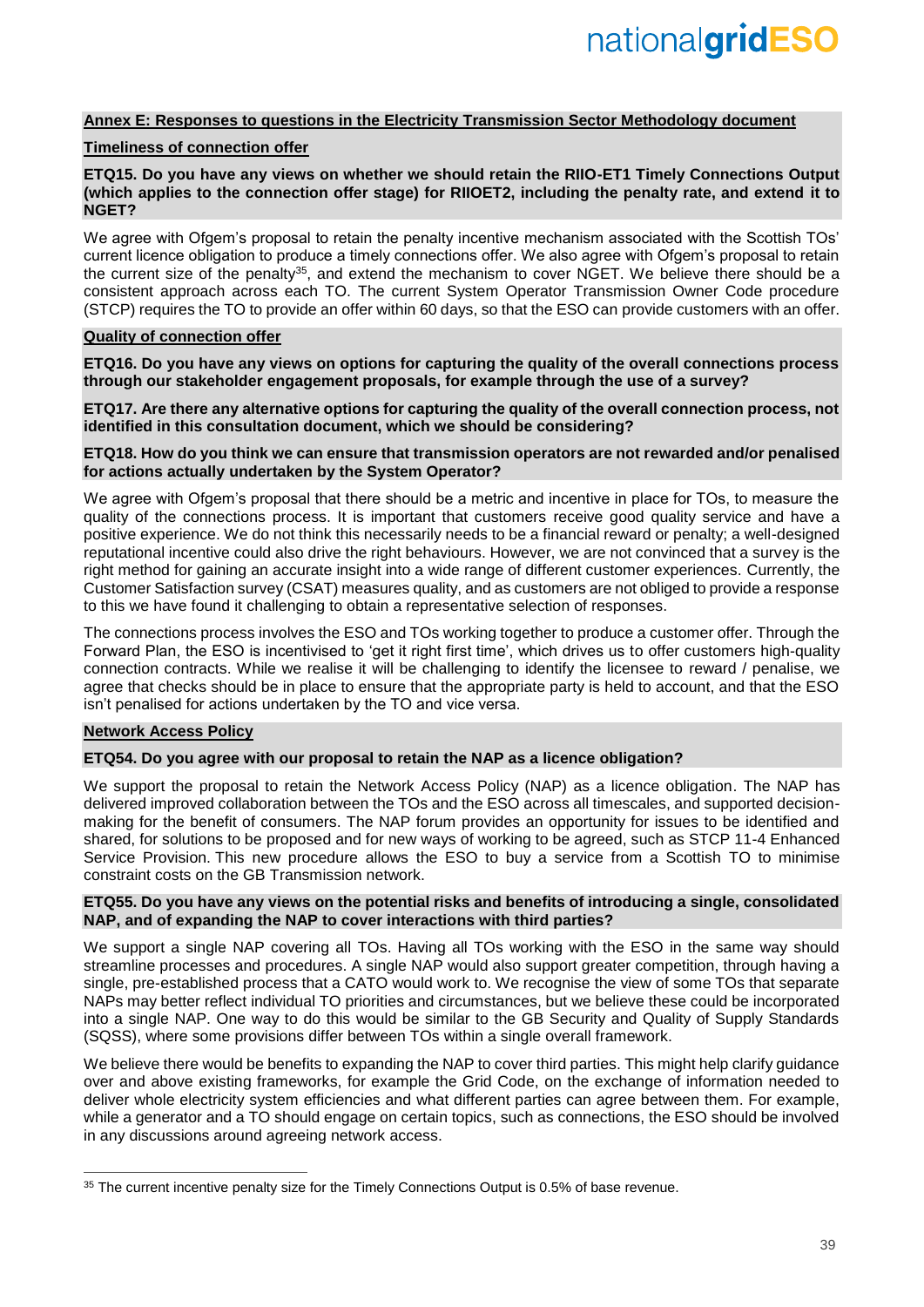## Annex E: Responses to questions in the Electricity Transmission Sector Methodology document

### Timeliness of connection offer

**ETQ15. Do you have any views on whether we should retain the RIIO-ET1 Timely Connections Output (which applies to the connection offer stage) for RIIOET2, including the penalty rate, and extend it to NGET?**

We agree with Ofgem's proposal to retain the penalty incentive mechanism associated with the Scottish TOs' current licence obligation to produce a timely connections offer. We also agree with Ofgem's proposal to retain the current size of the penalty[35], and extend the mechanism to cover NGET. We believe there should be a consistent approach across each TO. The current System Operator Transmission Owner Code procedure (STCP) requires the TO to provide an offer within 60 days, so that the ESO can provide customers with an offer.

### Quality of connection offer

**ETQ16. Do you have any views on options for capturing the quality of the overall connections process through our stakeholder engagement proposals, for example through the use of a survey?**

**ETQ17. Are there any alternative options for capturing the quality of the overall connection process, not identified in this consultation document, which we should be considering?**

**ETQ18. How do you think we can ensure that transmission operators are not rewarded and/or penalised for actions actually undertaken by the System Operator?**

We agree with Ofgem's proposal that there should be a metric and incentive in place for TOs, to measure the quality of the connections process. It is important that customers receive good quality service and have a positive experience. We do not think this necessarily needs to be a financial reward or penalty; a well-designed reputational incentive could also drive the right behaviours. However, we are not convinced that a survey is the right method for gaining an accurate insight into a wide range of different customer experiences. Currently, the Customer Satisfaction survey (CSAT) measures quality, and as customers are not obliged to provide a response to this we have found it challenging to obtain a representative selection of responses.

The connections process involves the ESO and TOs working together to produce a customer offer. Through the Forward Plan, the ESO is incentivised to 'get it right first time', which drives us to offer customers high-quality connection contracts. While we realise it will be challenging to identify the licensee to reward / penalise, we agree that checks should be in place to ensure that the appropriate party is held to account, and that the ESO isn't penalised for actions undertaken by the TO and vice versa.

### Network Access Policy

**ETQ54. Do you agree with our proposal to retain the NAP as a licence obligation?**

We support the proposal to retain the Network Access Policy (NAP) as a licence obligation. The NAP has delivered improved collaboration between the TOs and the ESO across all timescales, and supported decision-making for the benefit of consumers. The NAP forum provides an opportunity for issues to be identified and shared, for solutions to be proposed and for new ways of working to be agreed, such as STCP 11-4 Enhanced Service Provision. This new procedure allows the ESO to buy a service from a Scottish TO to minimise constraint costs on the GB Transmission network.

**ETQ55. Do you have any views on the potential risks and benefits of introducing a single, consolidated NAP, and of expanding the NAP to cover interactions with third parties?**

We support a single NAP covering all TOs. Having all TOs working with the ESO in the same way should streamline processes and procedures. A single NAP would also support greater competition, through having a single, pre-established process that a CATO would work to. We recognise the view of some TOs that separate NAPs may better reflect individual TO priorities and circumstances, but we believe these could be incorporated into a single NAP. One way to do this would be similar to the GB Security and Quality of Supply Standards (SQSS), where some provisions differ between TOs within a single overall framework.

We believe there would be benefits to expanding the NAP to cover third parties. This might help clarify guidance over and above existing frameworks, for example the Grid Code, on the exchange of information needed to deliver whole electricity system efficiencies and what different parties can agree between them. For example, while a generator and a TO should engage on certain topics, such as connections, the ESO should be involved in any discussions around agreeing network access.

---

[35] The current incentive penalty size for the Timely Connections Output is 0.5% of base revenue.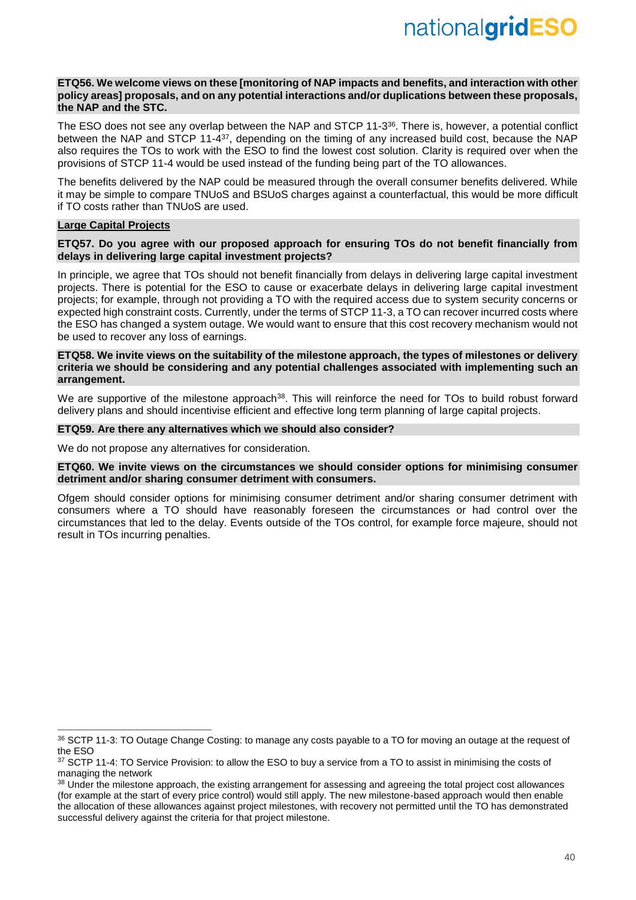**ETQ56. We welcome views on these [monitoring of NAP impacts and benefits, and interaction with other policy areas] proposals, and on any potential interactions and/or duplications between these proposals, the NAP and the STC.**

The ESO does not see any overlap between the NAP and STCP 11-3[36]. There is, however, a potential conflict between the NAP and STCP 11-4[37], depending on the timing of any increased build cost, because the NAP also requires the TOs to work with the ESO to find the lowest cost solution. Clarity is required over when the provisions of STCP 11-4 would be used instead of the funding being part of the TO allowances.

The benefits delivered by the NAP could be measured through the overall consumer benefits delivered. While it may be simple to compare TNUoS and BSUoS charges against a counterfactual, this would be more difficult if TO costs rather than TNUoS are used.

**Large Capital Projects**

**ETQ57. Do you agree with our proposed approach for ensuring TOs do not benefit financially from delays in delivering large capital investment projects?**

In principle, we agree that TOs should not benefit financially from delays in delivering large capital investment projects. There is potential for the ESO to cause or exacerbate delays in delivering large capital investment projects; for example, through not providing a TO with the required access due to system security concerns or expected high constraint costs. Currently, under the terms of STCP 11-3, a TO can recover incurred costs where the ESO has changed a system outage. We would want to ensure that this cost recovery mechanism would not be used to recover any loss of earnings.

**ETQ58. We invite views on the suitability of the milestone approach, the types of milestones or delivery criteria we should be considering and any potential challenges associated with implementing such an arrangement.**

We are supportive of the milestone approach[38]. This will reinforce the need for TOs to build robust forward delivery plans and should incentivise efficient and effective long term planning of large capital projects.

**ETQ59. Are there any alternatives which we should also consider?**

We do not propose any alternatives for consideration.

**ETQ60. We invite views on the circumstances we should consider options for minimising consumer detriment and/or sharing consumer detriment with consumers.**

Ofgem should consider options for minimising consumer detriment and/or sharing consumer detriment with consumers where a TO should have reasonably foreseen the circumstances or had control over the circumstances that led to the delay. Events outside of the TOs control, for example force majeure, should not result in TOs incurring penalties.

---

[36] SCTP 11-3: TO Outage Change Costing: to manage any costs payable to a TO for moving an outage at the request of the ESO

[37] SCTP 11-4: TO Service Provision: to allow the ESO to buy a service from a TO to assist in minimising the costs of managing the network

[38] Under the milestone approach, the existing arrangement for assessing and agreeing the total project cost allowances (for example at the start of every price control) would still apply. The new milestone-based approach would then enable the allocation of these allowances against project milestones, with recovery not permitted until the TO has demonstrated successful delivery against the criteria for that project milestone.